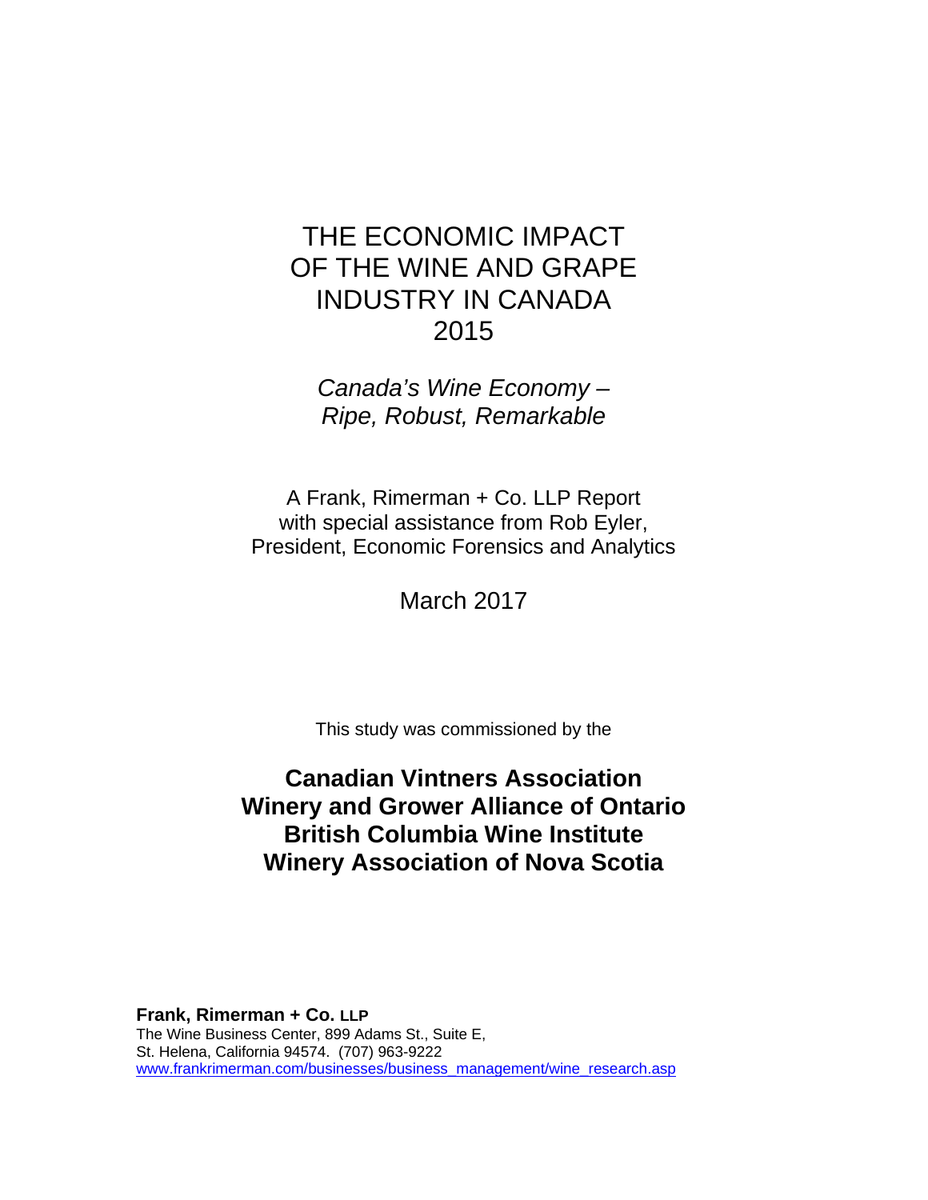# THE ECONOMIC IMPACT OF THE WINE AND GRAPE INDUSTRY IN CANADA 2015

*Canada's Wine Economy – Ripe, Robust, Remarkable*

A Frank, Rimerman + Co. LLP Report
with special assistance from Rob Eyler,
President, Economic Forensics and Analytics

March 2017

This study was commissioned by the

**Canadian Vintners Association**
**Winery and Grower Alliance of Ontario**
**British Columbia Wine Institute**
**Winery Association of Nova Scotia**

**Frank, Rimerman + Co. LLP**
The Wine Business Center, 899 Adams St., Suite E,
St. Helena, California 94574. (707) 963-9222
www.frankrimerman.com/businesses/business_management/wine_research.asp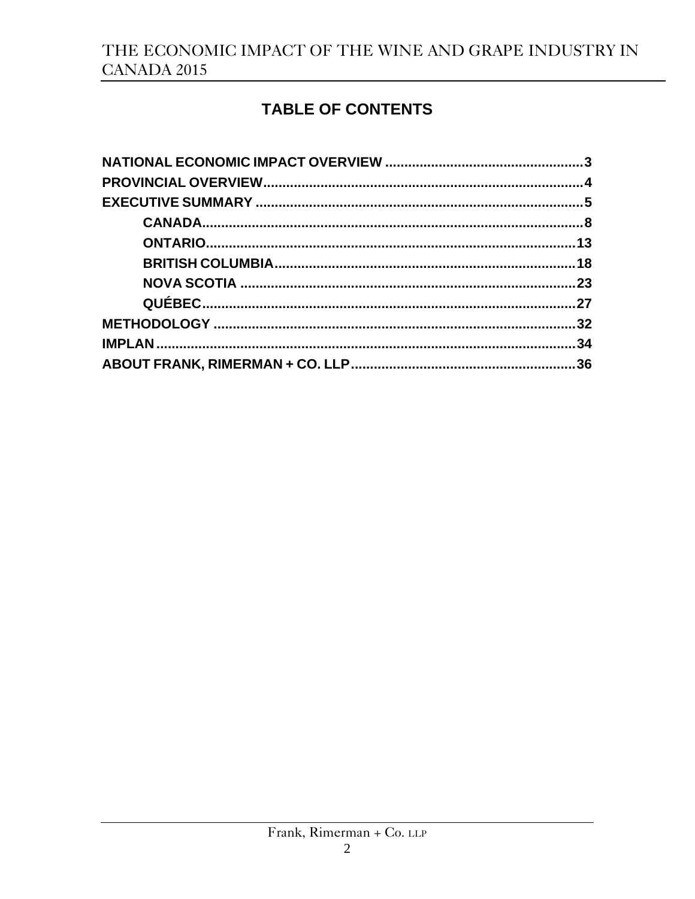# TABLE OF CONTENTS

NATIONAL ECONOMIC IMPACT OVERVIEW .......... 3

PROVINCIAL OVERVIEW .......... 4

EXECUTIVE SUMMARY .......... 5

- CANADA .......... 8
- ONTARIO .......... 13
- BRITISH COLUMBIA .......... 18
- NOVA SCOTIA .......... 23
- QUÉBEC .......... 27

METHODOLOGY .......... 32

IMPLAN .......... 34

ABOUT FRANK, RIMERMAN + CO. LLP .......... 36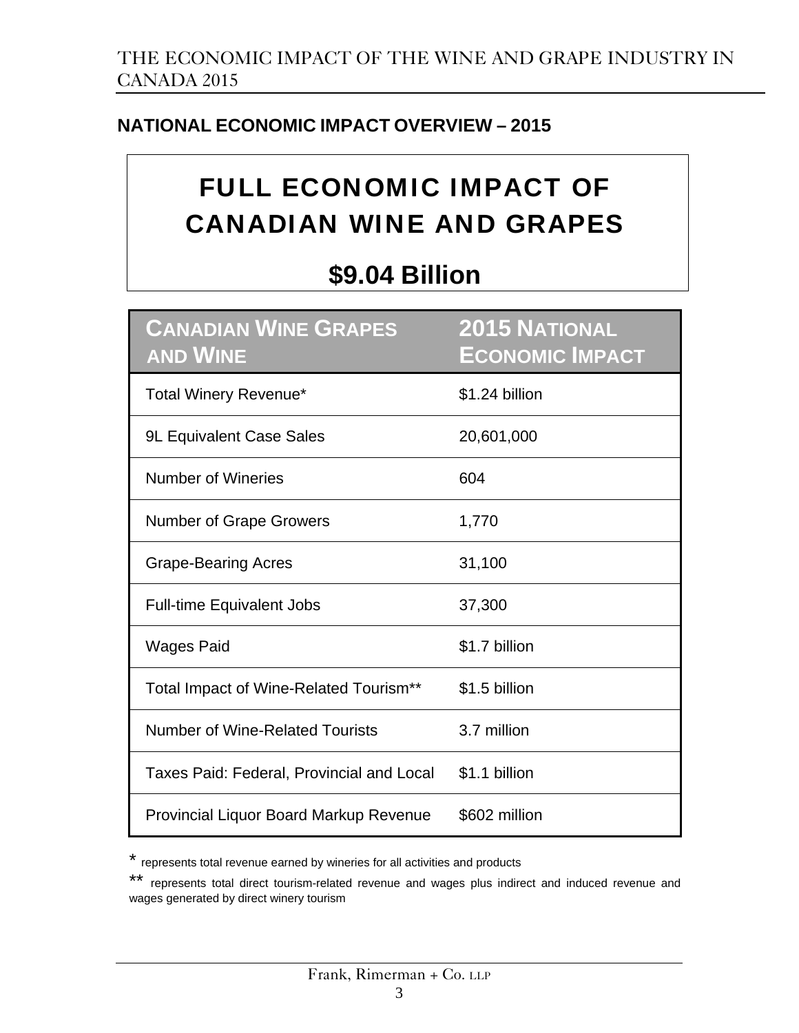## NATIONAL ECONOMIC IMPACT OVERVIEW – 2015

# FULL ECONOMIC IMPACT OF CANADIAN WINE AND GRAPES

## $9.04 Billion

| Canadian Wine Grapes and Wine | 2015 National Economic Impact |
|---|---|
| Total Winery Revenue* | $1.24 billion |
| 9L Equivalent Case Sales | 20,601,000 |
| Number of Wineries | 604 |
| Number of Grape Growers | 1,770 |
| Grape-Bearing Acres | 31,100 |
| Full-time Equivalent Jobs | 37,300 |
| Wages Paid | $1.7 billion |
| Total Impact of Wine-Related Tourism** | $1.5 billion |
| Number of Wine-Related Tourists | 3.7 million |
| Taxes Paid: Federal, Provincial and Local | $1.1 billion |
| Provincial Liquor Board Markup Revenue | $602 million |

* represents total revenue earned by wineries for all activities and products

** represents total direct tourism-related revenue and wages plus indirect and induced revenue and wages generated by direct winery tourism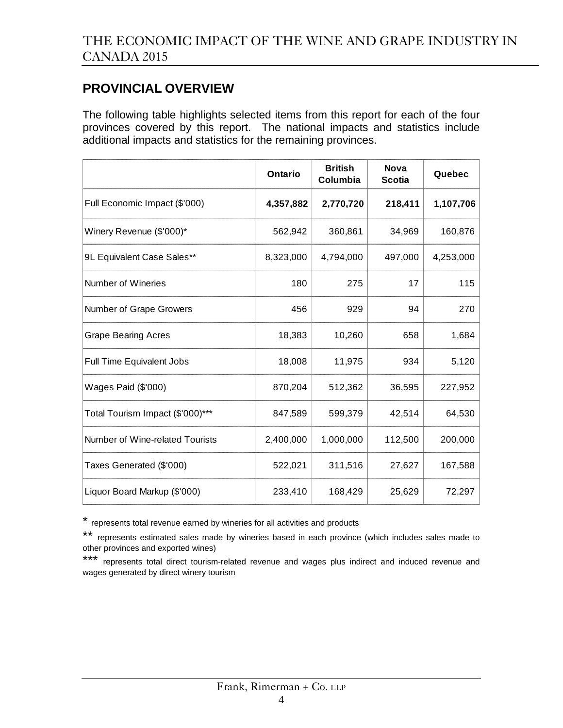## PROVINCIAL OVERVIEW

The following table highlights selected items from this report for each of the four provinces covered by this report. The national impacts and statistics include additional impacts and statistics for the remaining provinces.

| | Ontario | British Columbia | Nova Scotia | Quebec |
|---|---|---|---|---|
| Full Economic Impact ($'000) | **4,357,882** | **2,770,720** | **218,411** | **1,107,706** |
| Winery Revenue ($'000)* | 562,942 | 360,861 | 34,969 | 160,876 |
| 9L Equivalent Case Sales** | 8,323,000 | 4,794,000 | 497,000 | 4,253,000 |
| Number of Wineries | 180 | 275 | 17 | 115 |
| Number of Grape Growers | 456 | 929 | 94 | 270 |
| Grape Bearing Acres | 18,383 | 10,260 | 658 | 1,684 |
| Full Time Equivalent Jobs | 18,008 | 11,975 | 934 | 5,120 |
| Wages Paid ($'000) | 870,204 | 512,362 | 36,595 | 227,952 |
| Total Tourism Impact ($'000)*** | 847,589 | 599,379 | 42,514 | 64,530 |
| Number of Wine-related Tourists | 2,400,000 | 1,000,000 | 112,500 | 200,000 |
| Taxes Generated ($'000) | 522,021 | 311,516 | 27,627 | 167,588 |
| Liquor Board Markup ($'000) | 233,410 | 168,429 | 25,629 | 72,297 |

\* represents total revenue earned by wineries for all activities and products

\** represents estimated sales made by wineries based in each province (which includes sales made to other provinces and exported wines)

\*** represents total direct tourism-related revenue and wages plus indirect and induced revenue and wages generated by direct winery tourism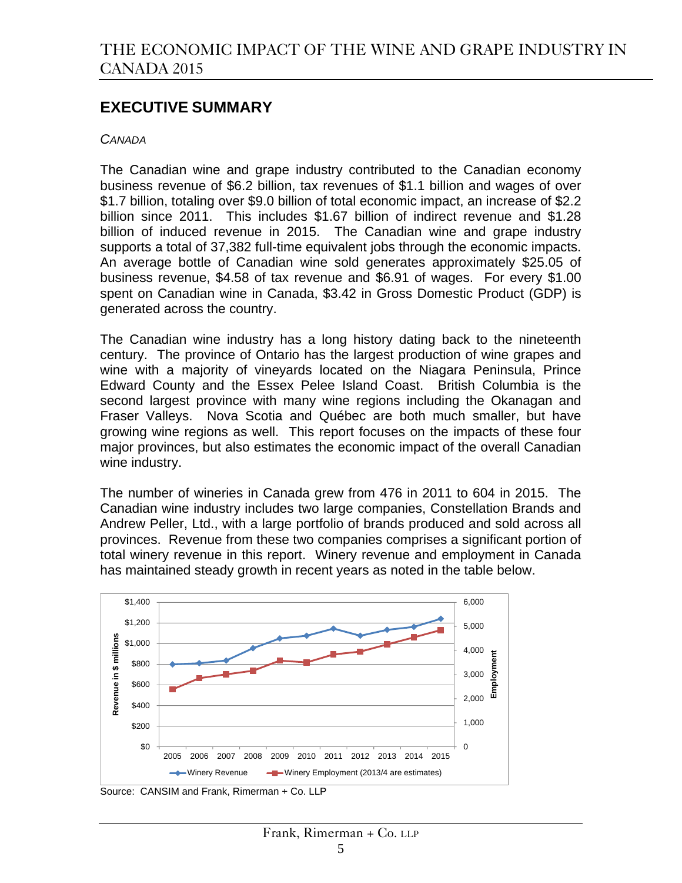## EXECUTIVE SUMMARY

*CANADA*

The Canadian wine and grape industry contributed to the Canadian economy business revenue of $6.2 billion, tax revenues of $1.1 billion and wages of over $1.7 billion, totaling over $9.0 billion of total economic impact, an increase of $2.2 billion since 2011. This includes $1.67 billion of indirect revenue and $1.28 billion of induced revenue in 2015. The Canadian wine and grape industry supports a total of 37,382 full-time equivalent jobs through the economic impacts. An average bottle of Canadian wine sold generates approximately $25.05 of business revenue, $4.58 of tax revenue and $6.91 of wages. For every $1.00 spent on Canadian wine in Canada, $3.42 in Gross Domestic Product (GDP) is generated across the country.

The Canadian wine industry has a long history dating back to the nineteenth century. The province of Ontario has the largest production of wine grapes and wine with a majority of vineyards located on the Niagara Peninsula, Prince Edward County and the Essex Pelee Island Coast. British Columbia is the second largest province with many wine regions including the Okanagan and Fraser Valleys. Nova Scotia and Québec are both much smaller, but have growing wine regions as well. This report focuses on the impacts of these four major provinces, but also estimates the economic impact of the overall Canadian wine industry.

The number of wineries in Canada grew from 476 in 2011 to 604 in 2015. The Canadian wine industry includes two large companies, Constellation Brands and Andrew Peller, Ltd., with a large portfolio of brands produced and sold across all provinces. Revenue from these two companies comprises a significant portion of total winery revenue in this report. Winery revenue and employment in Canada has maintained steady growth in recent years as noted in the table below.

Source: CANSIM and Frank, Rimerman + Co. LLP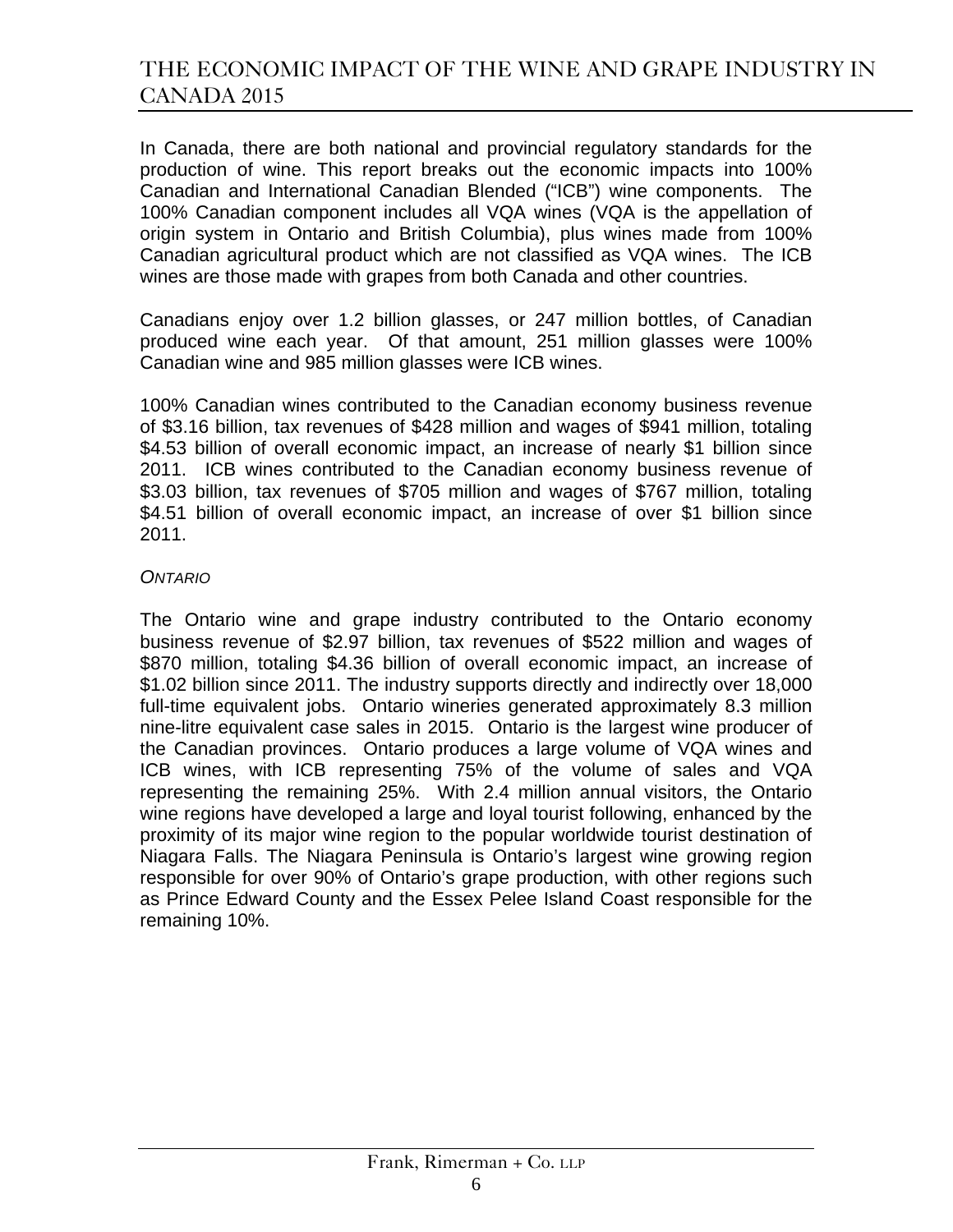In Canada, there are both national and provincial regulatory standards for the production of wine. This report breaks out the economic impacts into 100% Canadian and International Canadian Blended ("ICB") wine components. The 100% Canadian component includes all VQA wines (VQA is the appellation of origin system in Ontario and British Columbia), plus wines made from 100% Canadian agricultural product which are not classified as VQA wines. The ICB wines are those made with grapes from both Canada and other countries.

Canadians enjoy over 1.2 billion glasses, or 247 million bottles, of Canadian produced wine each year. Of that amount, 251 million glasses were 100% Canadian wine and 985 million glasses were ICB wines.

100% Canadian wines contributed to the Canadian economy business revenue of $3.16 billion, tax revenues of $428 million and wages of $941 million, totaling $4.53 billion of overall economic impact, an increase of nearly $1 billion since 2011. ICB wines contributed to the Canadian economy business revenue of $3.03 billion, tax revenues of $705 million and wages of $767 million, totaling $4.51 billion of overall economic impact, an increase of over $1 billion since 2011.

*ONTARIO*

The Ontario wine and grape industry contributed to the Ontario economy business revenue of $2.97 billion, tax revenues of $522 million and wages of $870 million, totaling $4.36 billion of overall economic impact, an increase of $1.02 billion since 2011. The industry supports directly and indirectly over 18,000 full-time equivalent jobs. Ontario wineries generated approximately 8.3 million nine-litre equivalent case sales in 2015. Ontario is the largest wine producer of the Canadian provinces. Ontario produces a large volume of VQA wines and ICB wines, with ICB representing 75% of the volume of sales and VQA representing the remaining 25%. With 2.4 million annual visitors, the Ontario wine regions have developed a large and loyal tourist following, enhanced by the proximity of its major wine region to the popular worldwide tourist destination of Niagara Falls. The Niagara Peninsula is Ontario's largest wine growing region responsible for over 90% of Ontario's grape production, with other regions such as Prince Edward County and the Essex Pelee Island Coast responsible for the remaining 10%.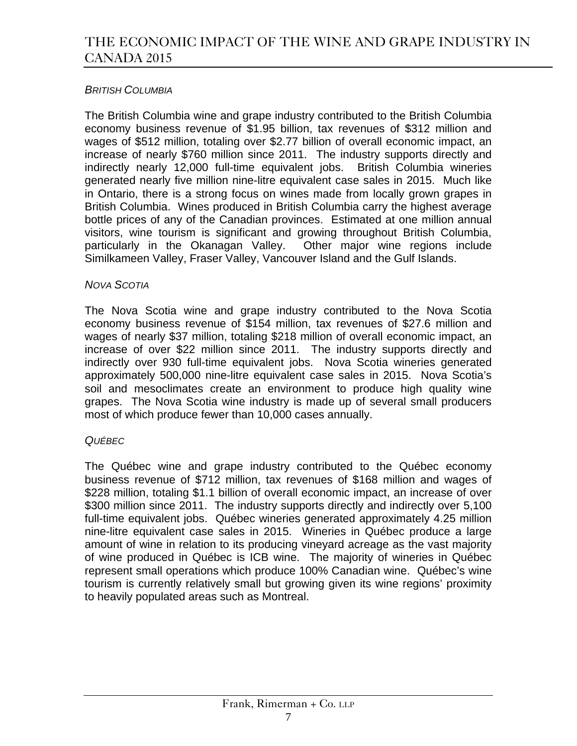*BRITISH COLUMBIA*

The British Columbia wine and grape industry contributed to the British Columbia economy business revenue of $1.95 billion, tax revenues of $312 million and wages of $512 million, totaling over $2.77 billion of overall economic impact, an increase of nearly $760 million since 2011. The industry supports directly and indirectly nearly 12,000 full-time equivalent jobs. British Columbia wineries generated nearly five million nine-litre equivalent case sales in 2015. Much like in Ontario, there is a strong focus on wines made from locally grown grapes in British Columbia. Wines produced in British Columbia carry the highest average bottle prices of any of the Canadian provinces. Estimated at one million annual visitors, wine tourism is significant and growing throughout British Columbia, particularly in the Okanagan Valley. Other major wine regions include Similkameen Valley, Fraser Valley, Vancouver Island and the Gulf Islands.

*NOVA SCOTIA*

The Nova Scotia wine and grape industry contributed to the Nova Scotia economy business revenue of $154 million, tax revenues of $27.6 million and wages of nearly $37 million, totaling $218 million of overall economic impact, an increase of over $22 million since 2011. The industry supports directly and indirectly over 930 full-time equivalent jobs. Nova Scotia wineries generated approximately 500,000 nine-litre equivalent case sales in 2015. Nova Scotia's soil and mesoclimates create an environment to produce high quality wine grapes. The Nova Scotia wine industry is made up of several small producers most of which produce fewer than 10,000 cases annually.

*QUÉBEC*

The Québec wine and grape industry contributed to the Québec economy business revenue of $712 million, tax revenues of $168 million and wages of $228 million, totaling $1.1 billion of overall economic impact, an increase of over $300 million since 2011. The industry supports directly and indirectly over 5,100 full-time equivalent jobs. Québec wineries generated approximately 4.25 million nine-litre equivalent case sales in 2015. Wineries in Québec produce a large amount of wine in relation to its producing vineyard acreage as the vast majority of wine produced in Québec is ICB wine. The majority of wineries in Québec represent small operations which produce 100% Canadian wine. Québec's wine tourism is currently relatively small but growing given its wine regions' proximity to heavily populated areas such as Montreal.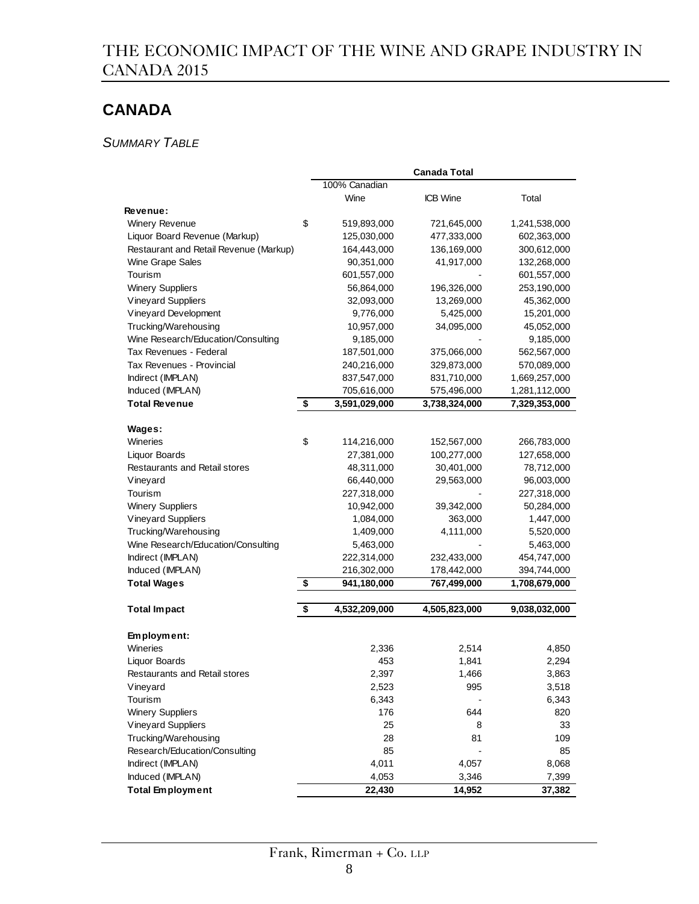## CANADA

*SUMMARY TABLE*

| | Canada Total | | |
|---|---|---|---|
| | 100% Canadian Wine | ICB Wine | Total |
| **Revenue:** | | | |
| Winery Revenue | $ 519,893,000 | 721,645,000 | 1,241,538,000 |
| Liquor Board Revenue (Markup) | 125,030,000 | 477,333,000 | 602,363,000 |
| Restaurant and Retail Revenue (Markup) | 164,443,000 | 136,169,000 | 300,612,000 |
| Wine Grape Sales | 90,351,000 | 41,917,000 | 132,268,000 |
| Tourism | 601,557,000 | - | 601,557,000 |
| Winery Suppliers | 56,864,000 | 196,326,000 | 253,190,000 |
| Vineyard Suppliers | 32,093,000 | 13,269,000 | 45,362,000 |
| Vineyard Development | 9,776,000 | 5,425,000 | 15,201,000 |
| Trucking/Warehousing | 10,957,000 | 34,095,000 | 45,052,000 |
| Wine Research/Education/Consulting | 9,185,000 | - | 9,185,000 |
| Tax Revenues - Federal | 187,501,000 | 375,066,000 | 562,567,000 |
| Tax Revenues - Provincial | 240,216,000 | 329,873,000 | 570,089,000 |
| Indirect (IMPLAN) | 837,547,000 | 831,710,000 | 1,669,257,000 |
| Induced (IMPLAN) | 705,616,000 | 575,496,000 | 1,281,112,000 |
| **Total Revenue** | **$ 3,591,029,000** | **3,738,324,000** | **7,329,353,000** |
| **Wages:** | | | |
| Wineries | $ 114,216,000 | 152,567,000 | 266,783,000 |
| Liquor Boards | 27,381,000 | 100,277,000 | 127,658,000 |
| Restaurants and Retail stores | 48,311,000 | 30,401,000 | 78,712,000 |
| Vineyard | 66,440,000 | 29,563,000 | 96,003,000 |
| Tourism | 227,318,000 | - | 227,318,000 |
| Winery Suppliers | 10,942,000 | 39,342,000 | 50,284,000 |
| Vineyard Suppliers | 1,084,000 | 363,000 | 1,447,000 |
| Trucking/Warehousing | 1,409,000 | 4,111,000 | 5,520,000 |
| Wine Research/Education/Consulting | 5,463,000 | - | 5,463,000 |
| Indirect (IMPLAN) | 222,314,000 | 232,433,000 | 454,747,000 |
| Induced (IMPLAN) | 216,302,000 | 178,442,000 | 394,744,000 |
| **Total Wages** | **$ 941,180,000** | **767,499,000** | **1,708,679,000** |
| **Total Impact** | **$ 4,532,209,000** | **4,505,823,000** | **9,038,032,000** |
| **Employment:** | | | |
| Wineries | 2,336 | 2,514 | 4,850 |
| Liquor Boards | 453 | 1,841 | 2,294 |
| Restaurants and Retail stores | 2,397 | 1,466 | 3,863 |
| Vineyard | 2,523 | 995 | 3,518 |
| Tourism | 6,343 | - | 6,343 |
| Winery Suppliers | 176 | 644 | 820 |
| Vineyard Suppliers | 25 | 8 | 33 |
| Trucking/Warehousing | 28 | 81 | 109 |
| Research/Education/Consulting | 85 | - | 85 |
| Indirect (IMPLAN) | 4,011 | 4,057 | 8,068 |
| Induced (IMPLAN) | 4,053 | 3,346 | 7,399 |
| **Total Employment** | **22,430** | **14,952** | **37,382** |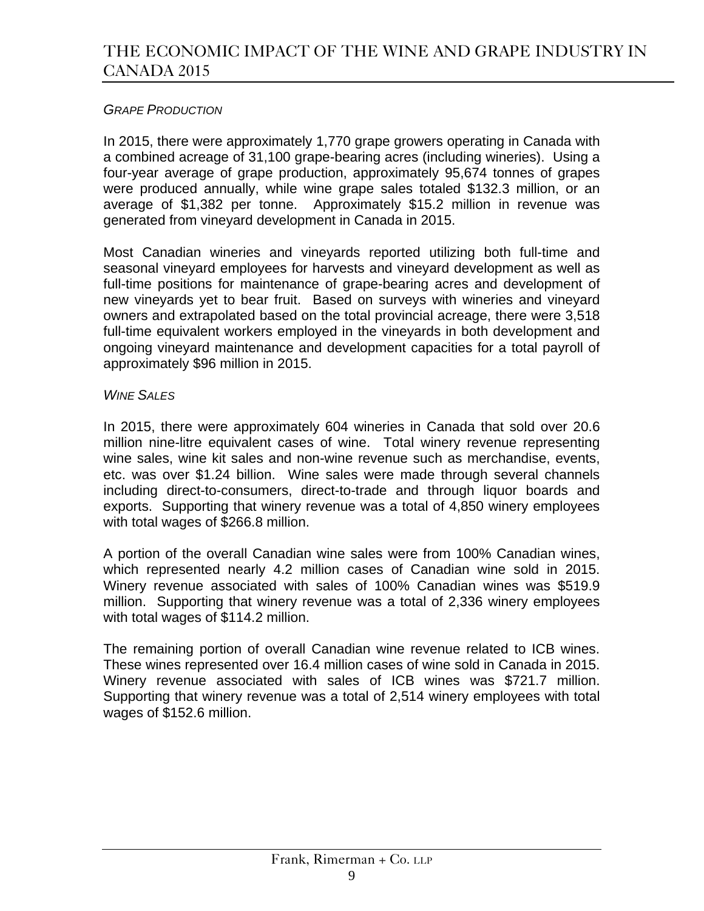*GRAPE PRODUCTION*

In 2015, there were approximately 1,770 grape growers operating in Canada with a combined acreage of 31,100 grape-bearing acres (including wineries). Using a four-year average of grape production, approximately 95,674 tonnes of grapes were produced annually, while wine grape sales totaled $132.3 million, or an average of $1,382 per tonne. Approximately $15.2 million in revenue was generated from vineyard development in Canada in 2015.

Most Canadian wineries and vineyards reported utilizing both full-time and seasonal vineyard employees for harvests and vineyard development as well as full-time positions for maintenance of grape-bearing acres and development of new vineyards yet to bear fruit. Based on surveys with wineries and vineyard owners and extrapolated based on the total provincial acreage, there were 3,518 full-time equivalent workers employed in the vineyards in both development and ongoing vineyard maintenance and development capacities for a total payroll of approximately $96 million in 2015.

*WINE SALES*

In 2015, there were approximately 604 wineries in Canada that sold over 20.6 million nine-litre equivalent cases of wine. Total winery revenue representing wine sales, wine kit sales and non-wine revenue such as merchandise, events, etc. was over $1.24 billion. Wine sales were made through several channels including direct-to-consumers, direct-to-trade and through liquor boards and exports. Supporting that winery revenue was a total of 4,850 winery employees with total wages of $266.8 million.

A portion of the overall Canadian wine sales were from 100% Canadian wines, which represented nearly 4.2 million cases of Canadian wine sold in 2015. Winery revenue associated with sales of 100% Canadian wines was $519.9 million. Supporting that winery revenue was a total of 2,336 winery employees with total wages of $114.2 million.

The remaining portion of overall Canadian wine revenue related to ICB wines. These wines represented over 16.4 million cases of wine sold in Canada in 2015. Winery revenue associated with sales of ICB wines was $721.7 million. Supporting that winery revenue was a total of 2,514 winery employees with total wages of $152.6 million.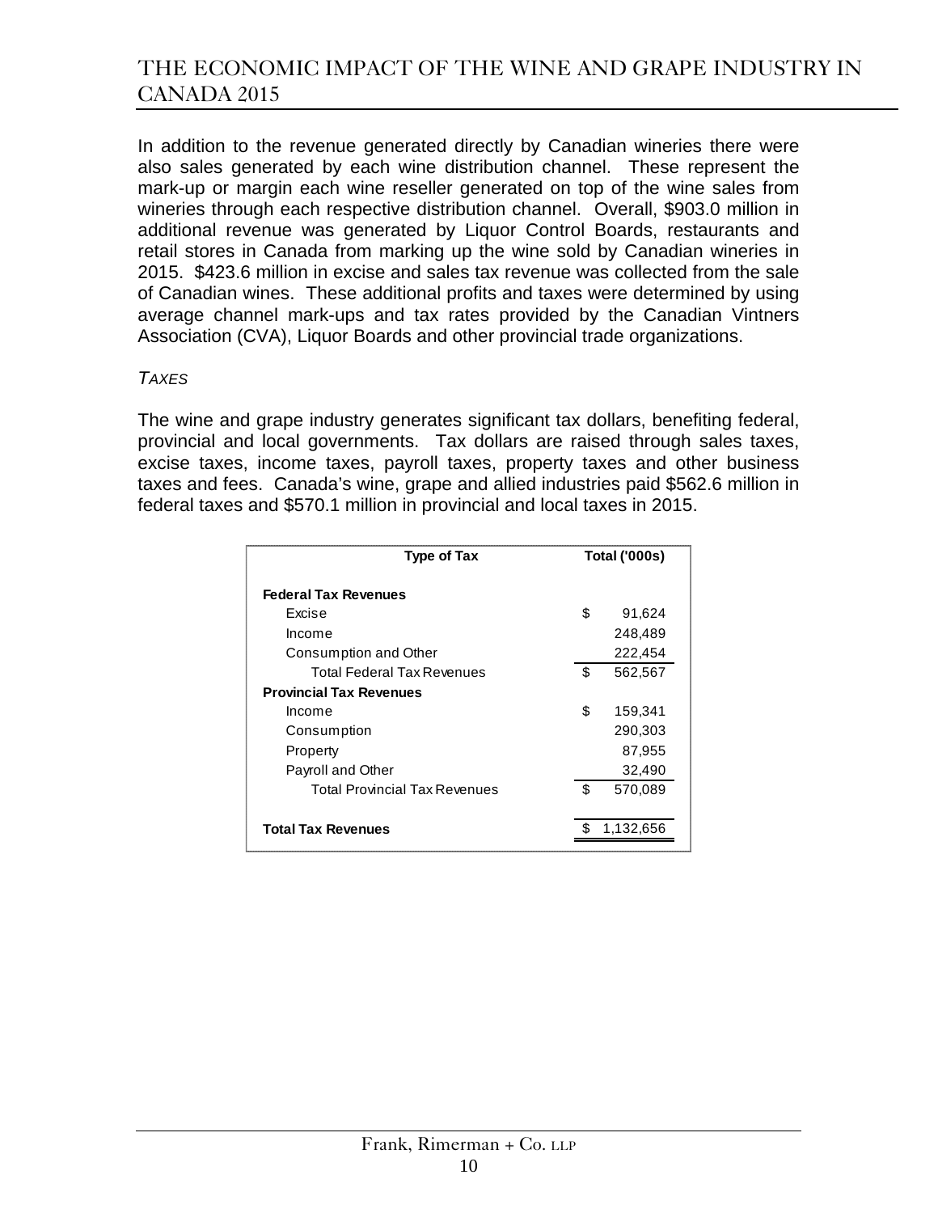In addition to the revenue generated directly by Canadian wineries there were also sales generated by each wine distribution channel. These represent the mark-up or margin each wine reseller generated on top of the wine sales from wineries through each respective distribution channel. Overall, $903.0 million in additional revenue was generated by Liquor Control Boards, restaurants and retail stores in Canada from marking up the wine sold by Canadian wineries in 2015. $423.6 million in excise and sales tax revenue was collected from the sale of Canadian wines. These additional profits and taxes were determined by using average channel mark-ups and tax rates provided by the Canadian Vintners Association (CVA), Liquor Boards and other provincial trade organizations.

*TAXES*

The wine and grape industry generates significant tax dollars, benefiting federal, provincial and local governments. Tax dollars are raised through sales taxes, excise taxes, income taxes, payroll taxes, property taxes and other business taxes and fees. Canada's wine, grape and allied industries paid $562.6 million in federal taxes and $570.1 million in provincial and local taxes in 2015.

| Type of Tax | Total ('000s) |
|---|---|
| **Federal Tax Revenues** | |
| Excise | $ 91,624 |
| Income | 248,489 |
| Consumption and Other | 222,454 |
| Total Federal Tax Revenues | $ 562,567 |
| **Provincial Tax Revenues** | |
| Income | $ 159,341 |
| Consumption | 290,303 |
| Property | 87,955 |
| Payroll and Other | 32,490 |
| Total Provincial Tax Revenues | $ 570,089 |
| **Total Tax Revenues** | $ 1,132,656 |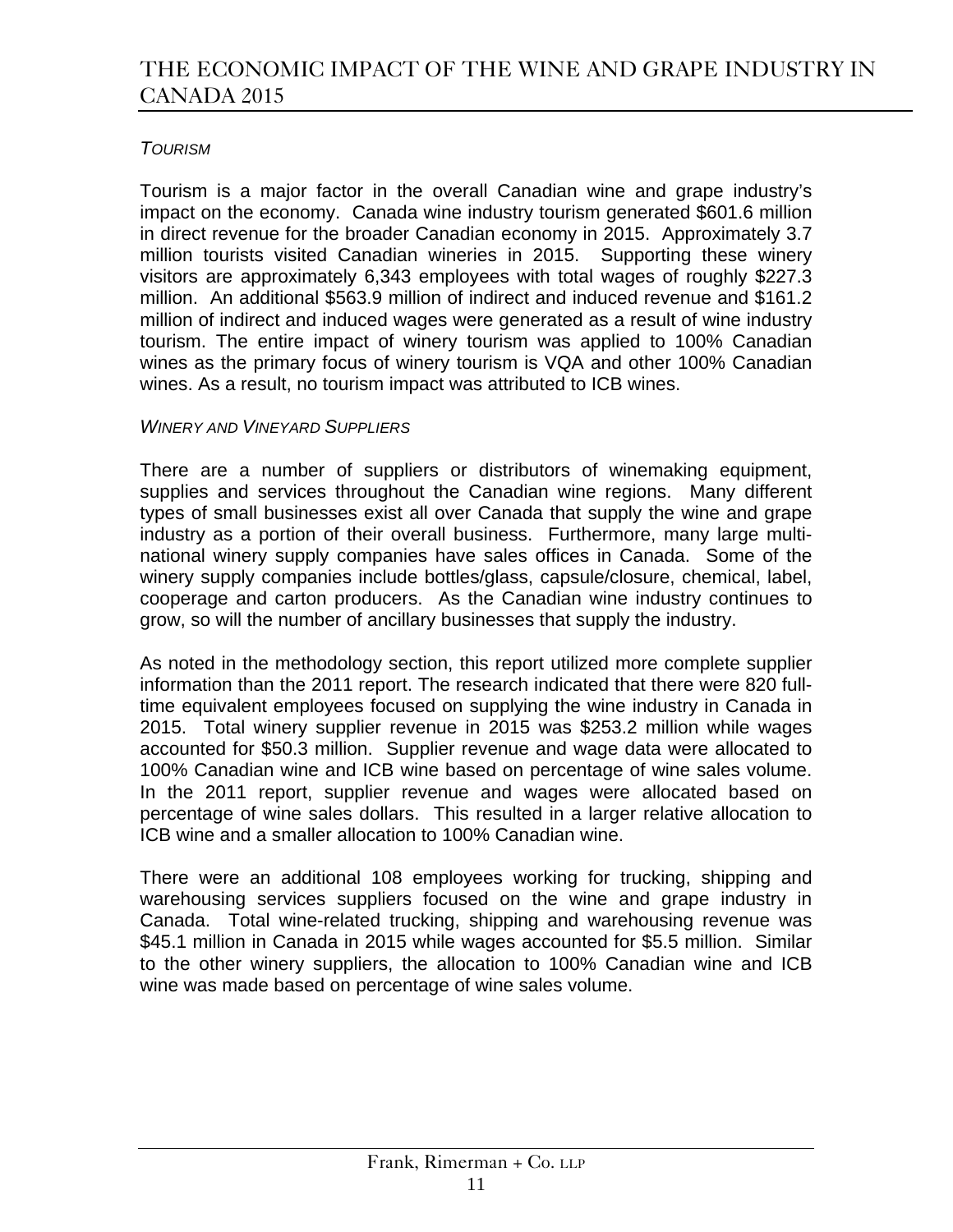*TOURISM*

Tourism is a major factor in the overall Canadian wine and grape industry's impact on the economy. Canada wine industry tourism generated $601.6 million in direct revenue for the broader Canadian economy in 2015. Approximately 3.7 million tourists visited Canadian wineries in 2015. Supporting these winery visitors are approximately 6,343 employees with total wages of roughly $227.3 million. An additional $563.9 million of indirect and induced revenue and $161.2 million of indirect and induced wages were generated as a result of wine industry tourism. The entire impact of winery tourism was applied to 100% Canadian wines as the primary focus of winery tourism is VQA and other 100% Canadian wines. As a result, no tourism impact was attributed to ICB wines.

*WINERY AND VINEYARD SUPPLIERS*

There are a number of suppliers or distributors of winemaking equipment, supplies and services throughout the Canadian wine regions. Many different types of small businesses exist all over Canada that supply the wine and grape industry as a portion of their overall business. Furthermore, many large multi-national winery supply companies have sales offices in Canada. Some of the winery supply companies include bottles/glass, capsule/closure, chemical, label, cooperage and carton producers. As the Canadian wine industry continues to grow, so will the number of ancillary businesses that supply the industry.

As noted in the methodology section, this report utilized more complete supplier information than the 2011 report. The research indicated that there were 820 full-time equivalent employees focused on supplying the wine industry in Canada in 2015. Total winery supplier revenue in 2015 was $253.2 million while wages accounted for $50.3 million. Supplier revenue and wage data were allocated to 100% Canadian wine and ICB wine based on percentage of wine sales volume. In the 2011 report, supplier revenue and wages were allocated based on percentage of wine sales dollars. This resulted in a larger relative allocation to ICB wine and a smaller allocation to 100% Canadian wine.

There were an additional 108 employees working for trucking, shipping and warehousing services suppliers focused on the wine and grape industry in Canada. Total wine-related trucking, shipping and warehousing revenue was $45.1 million in Canada in 2015 while wages accounted for $5.5 million. Similar to the other winery suppliers, the allocation to 100% Canadian wine and ICB wine was made based on percentage of wine sales volume.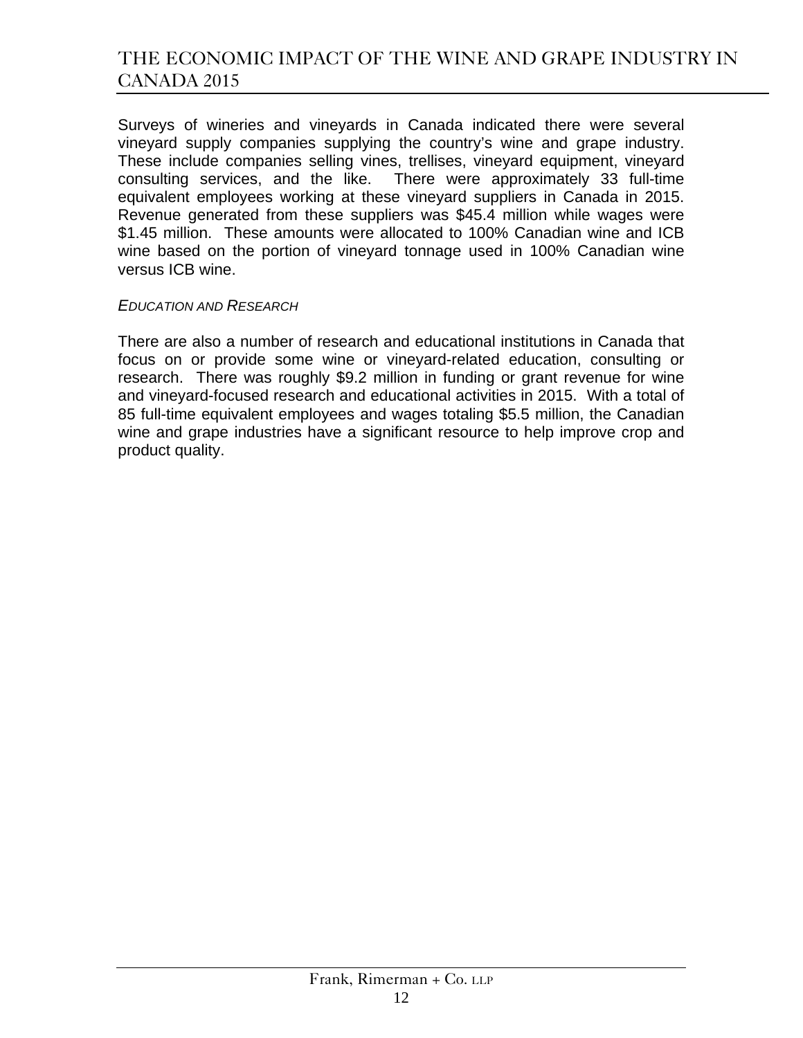Surveys of wineries and vineyards in Canada indicated there were several vineyard supply companies supplying the country's wine and grape industry. These include companies selling vines, trellises, vineyard equipment, vineyard consulting services, and the like. There were approximately 33 full-time equivalent employees working at these vineyard suppliers in Canada in 2015. Revenue generated from these suppliers was $45.4 million while wages were $1.45 million. These amounts were allocated to 100% Canadian wine and ICB wine based on the portion of vineyard tonnage used in 100% Canadian wine versus ICB wine.

### *Education and Research*

There are also a number of research and educational institutions in Canada that focus on or provide some wine or vineyard-related education, consulting or research. There was roughly $9.2 million in funding or grant revenue for wine and vineyard-focused research and educational activities in 2015. With a total of 85 full-time equivalent employees and wages totaling $5.5 million, the Canadian wine and grape industries have a significant resource to help improve crop and product quality.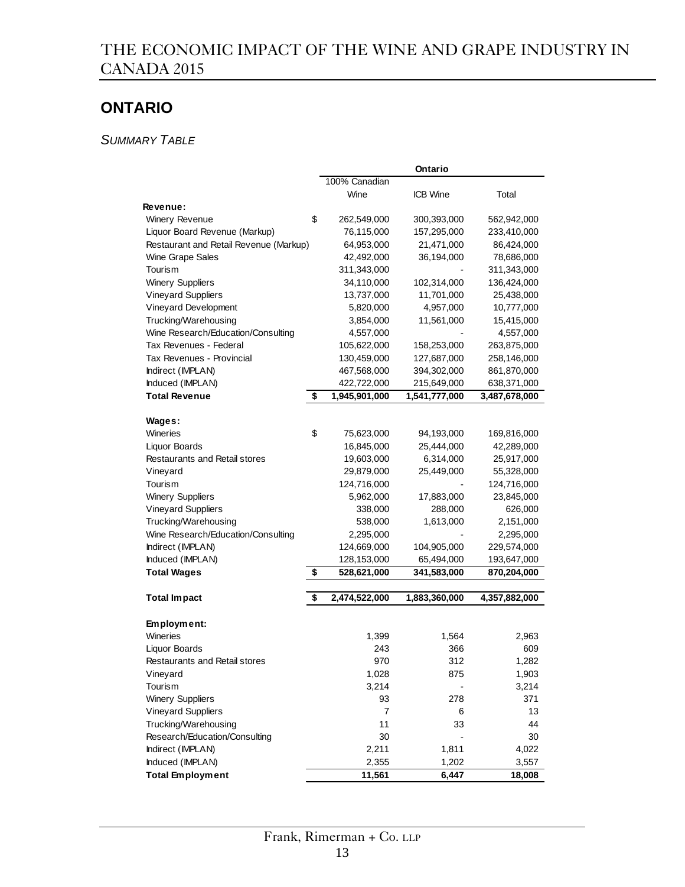## ONTARIO

*SUMMARY TABLE*

| | Ontario | | |
|---|---|---|---|
| | 100% Canadian Wine | ICB Wine | Total |
| **Revenue:** | | | |
| Winery Revenue | $ 262,549,000 | 300,393,000 | 562,942,000 |
| Liquor Board Revenue (Markup) | 76,115,000 | 157,295,000 | 233,410,000 |
| Restaurant and Retail Revenue (Markup) | 64,953,000 | 21,471,000 | 86,424,000 |
| Wine Grape Sales | 42,492,000 | 36,194,000 | 78,686,000 |
| Tourism | 311,343,000 | - | 311,343,000 |
| Winery Suppliers | 34,110,000 | 102,314,000 | 136,424,000 |
| Vineyard Suppliers | 13,737,000 | 11,701,000 | 25,438,000 |
| Vineyard Development | 5,820,000 | 4,957,000 | 10,777,000 |
| Trucking/Warehousing | 3,854,000 | 11,561,000 | 15,415,000 |
| Wine Research/Education/Consulting | 4,557,000 | - | 4,557,000 |
| Tax Revenues - Federal | 105,622,000 | 158,253,000 | 263,875,000 |
| Tax Revenues - Provincial | 130,459,000 | 127,687,000 | 258,146,000 |
| Indirect (IMPLAN) | 467,568,000 | 394,302,000 | 861,870,000 |
| Induced (IMPLAN) | 422,722,000 | 215,649,000 | 638,371,000 |
| **Total Revenue** | **$ 1,945,901,000** | **1,541,777,000** | **3,487,678,000** |
| **Wages:** | | | |
| Wineries | $ 75,623,000 | 94,193,000 | 169,816,000 |
| Liquor Boards | 16,845,000 | 25,444,000 | 42,289,000 |
| Restaurants and Retail stores | 19,603,000 | 6,314,000 | 25,917,000 |
| Vineyard | 29,879,000 | 25,449,000 | 55,328,000 |
| Tourism | 124,716,000 | - | 124,716,000 |
| Winery Suppliers | 5,962,000 | 17,883,000 | 23,845,000 |
| Vineyard Suppliers | 338,000 | 288,000 | 626,000 |
| Trucking/Warehousing | 538,000 | 1,613,000 | 2,151,000 |
| Wine Research/Education/Consulting | 2,295,000 | - | 2,295,000 |
| Indirect (IMPLAN) | 124,669,000 | 104,905,000 | 229,574,000 |
| Induced (IMPLAN) | 128,153,000 | 65,494,000 | 193,647,000 |
| **Total Wages** | **$ 528,621,000** | **341,583,000** | **870,204,000** |
| **Total Impact** | **$ 2,474,522,000** | **1,883,360,000** | **4,357,882,000** |
| **Employment:** | | | |
| Wineries | 1,399 | 1,564 | 2,963 |
| Liquor Boards | 243 | 366 | 609 |
| Restaurants and Retail stores | 970 | 312 | 1,282 |
| Vineyard | 1,028 | 875 | 1,903 |
| Tourism | 3,214 | - | 3,214 |
| Winery Suppliers | 93 | 278 | 371 |
| Vineyard Suppliers | 7 | 6 | 13 |
| Trucking/Warehousing | 11 | 33 | 44 |
| Research/Education/Consulting | 30 | - | 30 |
| Indirect (IMPLAN) | 2,211 | 1,811 | 4,022 |
| Induced (IMPLAN) | 2,355 | 1,202 | 3,557 |
| **Total Employment** | **11,561** | **6,447** | **18,008** |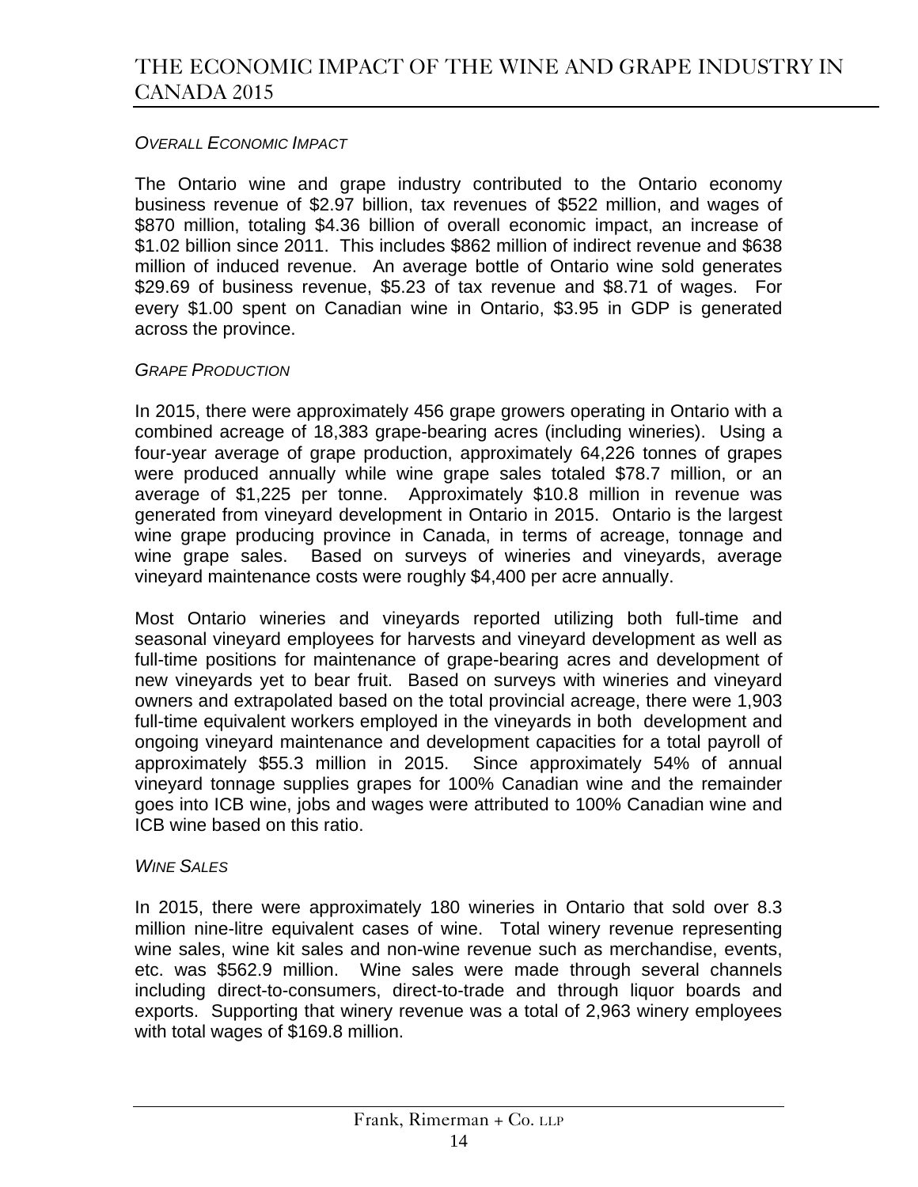*OVERALL ECONOMIC IMPACT*

The Ontario wine and grape industry contributed to the Ontario economy business revenue of $2.97 billion, tax revenues of $522 million, and wages of $870 million, totaling $4.36 billion of overall economic impact, an increase of $1.02 billion since 2011. This includes $862 million of indirect revenue and $638 million of induced revenue. An average bottle of Ontario wine sold generates $29.69 of business revenue, $5.23 of tax revenue and $8.71 of wages. For every $1.00 spent on Canadian wine in Ontario, $3.95 in GDP is generated across the province.

*GRAPE PRODUCTION*

In 2015, there were approximately 456 grape growers operating in Ontario with a combined acreage of 18,383 grape-bearing acres (including wineries). Using a four-year average of grape production, approximately 64,226 tonnes of grapes were produced annually while wine grape sales totaled $78.7 million, or an average of $1,225 per tonne. Approximately $10.8 million in revenue was generated from vineyard development in Ontario in 2015. Ontario is the largest wine grape producing province in Canada, in terms of acreage, tonnage and wine grape sales. Based on surveys of wineries and vineyards, average vineyard maintenance costs were roughly $4,400 per acre annually.

Most Ontario wineries and vineyards reported utilizing both full-time and seasonal vineyard employees for harvests and vineyard development as well as full-time positions for maintenance of grape-bearing acres and development of new vineyards yet to bear fruit. Based on surveys with wineries and vineyard owners and extrapolated based on the total provincial acreage, there were 1,903 full-time equivalent workers employed in the vineyards in both development and ongoing vineyard maintenance and development capacities for a total payroll of approximately $55.3 million in 2015. Since approximately 54% of annual vineyard tonnage supplies grapes for 100% Canadian wine and the remainder goes into ICB wine, jobs and wages were attributed to 100% Canadian wine and ICB wine based on this ratio.

*WINE SALES*

In 2015, there were approximately 180 wineries in Ontario that sold over 8.3 million nine-litre equivalent cases of wine. Total winery revenue representing wine sales, wine kit sales and non-wine revenue such as merchandise, events, etc. was $562.9 million. Wine sales were made through several channels including direct-to-consumers, direct-to-trade and through liquor boards and exports. Supporting that winery revenue was a total of 2,963 winery employees with total wages of $169.8 million.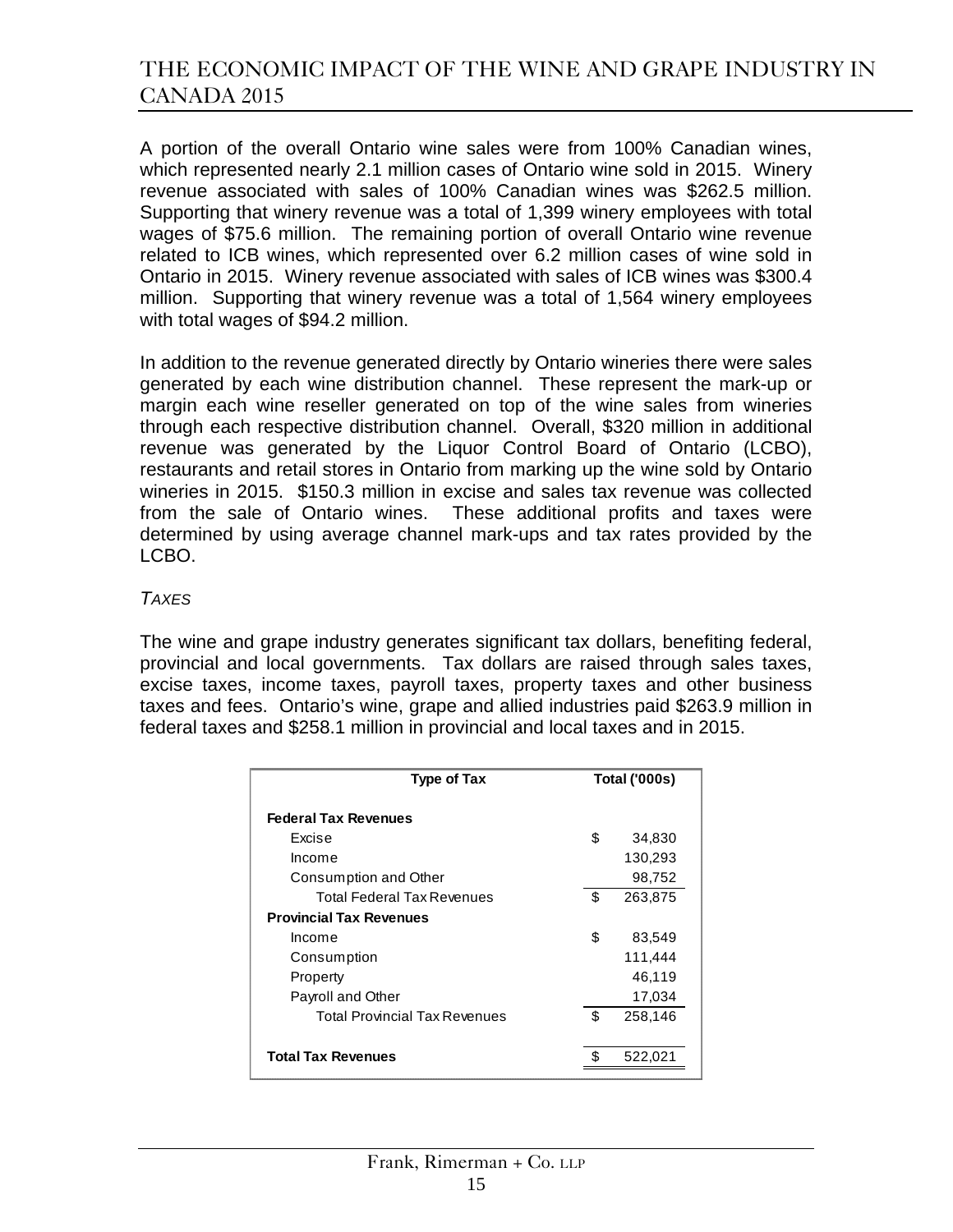A portion of the overall Ontario wine sales were from 100% Canadian wines, which represented nearly 2.1 million cases of Ontario wine sold in 2015. Winery revenue associated with sales of 100% Canadian wines was $262.5 million. Supporting that winery revenue was a total of 1,399 winery employees with total wages of $75.6 million. The remaining portion of overall Ontario wine revenue related to ICB wines, which represented over 6.2 million cases of wine sold in Ontario in 2015. Winery revenue associated with sales of ICB wines was $300.4 million. Supporting that winery revenue was a total of 1,564 winery employees with total wages of $94.2 million.

In addition to the revenue generated directly by Ontario wineries there were sales generated by each wine distribution channel. These represent the mark-up or margin each wine reseller generated on top of the wine sales from wineries through each respective distribution channel. Overall, $320 million in additional revenue was generated by the Liquor Control Board of Ontario (LCBO), restaurants and retail stores in Ontario from marking up the wine sold by Ontario wineries in 2015. $150.3 million in excise and sales tax revenue was collected from the sale of Ontario wines. These additional profits and taxes were determined by using average channel mark-ups and tax rates provided by the LCBO.

*TAXES*

The wine and grape industry generates significant tax dollars, benefiting federal, provincial and local governments. Tax dollars are raised through sales taxes, excise taxes, income taxes, payroll taxes, property taxes and other business taxes and fees. Ontario's wine, grape and allied industries paid $263.9 million in federal taxes and $258.1 million in provincial and local taxes and in 2015.

| Type of Tax | Total ('000s) |
|---|---|
| **Federal Tax Revenues** | |
| Excise | $ 34,830 |
| Income | 130,293 |
| Consumption and Other | 98,752 |
| Total Federal Tax Revenues | $ 263,875 |
| **Provincial Tax Revenues** | |
| Income | $ 83,549 |
| Consumption | 111,444 |
| Property | 46,119 |
| Payroll and Other | 17,034 |
| Total Provincial Tax Revenues | $ 258,146 |
| **Total Tax Revenues** | $ 522,021 |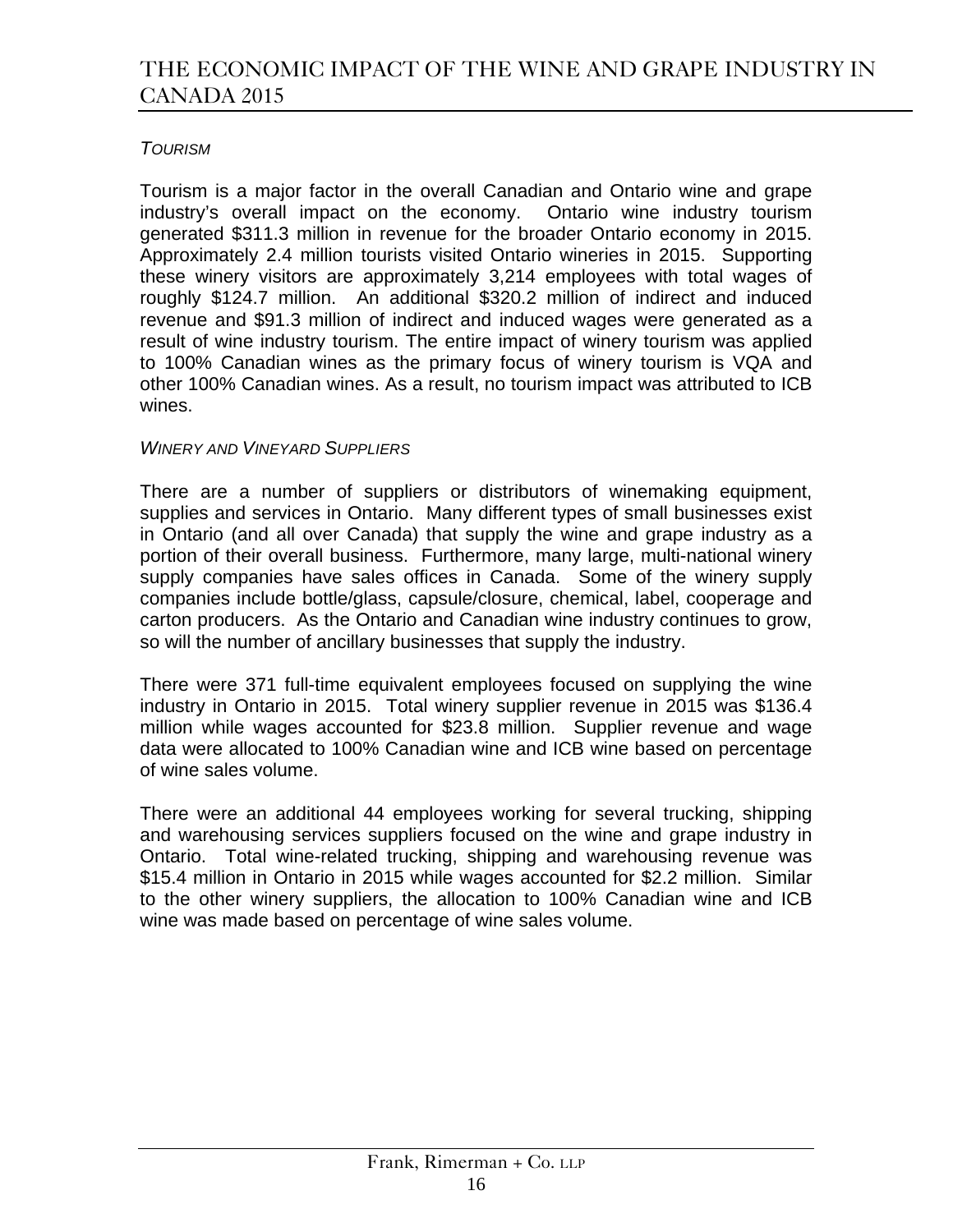*TOURISM*

Tourism is a major factor in the overall Canadian and Ontario wine and grape industry's overall impact on the economy. Ontario wine industry tourism generated $311.3 million in revenue for the broader Ontario economy in 2015. Approximately 2.4 million tourists visited Ontario wineries in 2015. Supporting these winery visitors are approximately 3,214 employees with total wages of roughly $124.7 million. An additional $320.2 million of indirect and induced revenue and $91.3 million of indirect and induced wages were generated as a result of wine industry tourism. The entire impact of winery tourism was applied to 100% Canadian wines as the primary focus of winery tourism is VQA and other 100% Canadian wines. As a result, no tourism impact was attributed to ICB wines.

*WINERY AND VINEYARD SUPPLIERS*

There are a number of suppliers or distributors of winemaking equipment, supplies and services in Ontario. Many different types of small businesses exist in Ontario (and all over Canada) that supply the wine and grape industry as a portion of their overall business. Furthermore, many large, multi-national winery supply companies have sales offices in Canada. Some of the winery supply companies include bottle/glass, capsule/closure, chemical, label, cooperage and carton producers. As the Ontario and Canadian wine industry continues to grow, so will the number of ancillary businesses that supply the industry.

There were 371 full-time equivalent employees focused on supplying the wine industry in Ontario in 2015. Total winery supplier revenue in 2015 was $136.4 million while wages accounted for $23.8 million. Supplier revenue and wage data were allocated to 100% Canadian wine and ICB wine based on percentage of wine sales volume.

There were an additional 44 employees working for several trucking, shipping and warehousing services suppliers focused on the wine and grape industry in Ontario. Total wine-related trucking, shipping and warehousing revenue was $15.4 million in Ontario in 2015 while wages accounted for $2.2 million. Similar to the other winery suppliers, the allocation to 100% Canadian wine and ICB wine was made based on percentage of wine sales volume.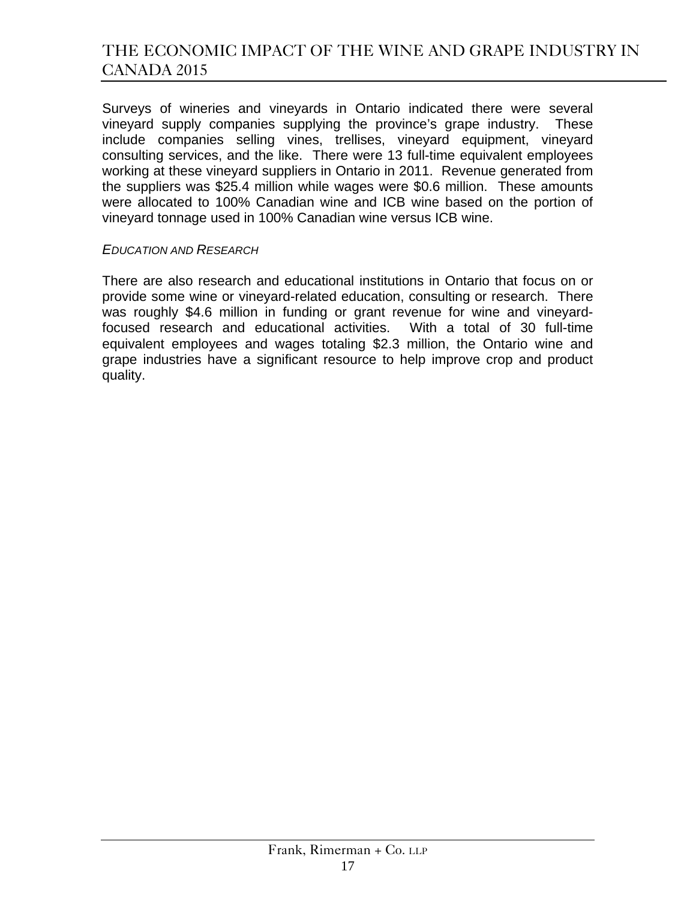Surveys of wineries and vineyards in Ontario indicated there were several vineyard supply companies supplying the province's grape industry. These include companies selling vines, trellises, vineyard equipment, vineyard consulting services, and the like. There were 13 full-time equivalent employees working at these vineyard suppliers in Ontario in 2011. Revenue generated from the suppliers was $25.4 million while wages were $0.6 million. These amounts were allocated to 100% Canadian wine and ICB wine based on the portion of vineyard tonnage used in 100% Canadian wine versus ICB wine.

### *Education and Research*

There are also research and educational institutions in Ontario that focus on or provide some wine or vineyard-related education, consulting or research. There was roughly $4.6 million in funding or grant revenue for wine and vineyard-focused research and educational activities. With a total of 30 full-time equivalent employees and wages totaling $2.3 million, the Ontario wine and grape industries have a significant resource to help improve crop and product quality.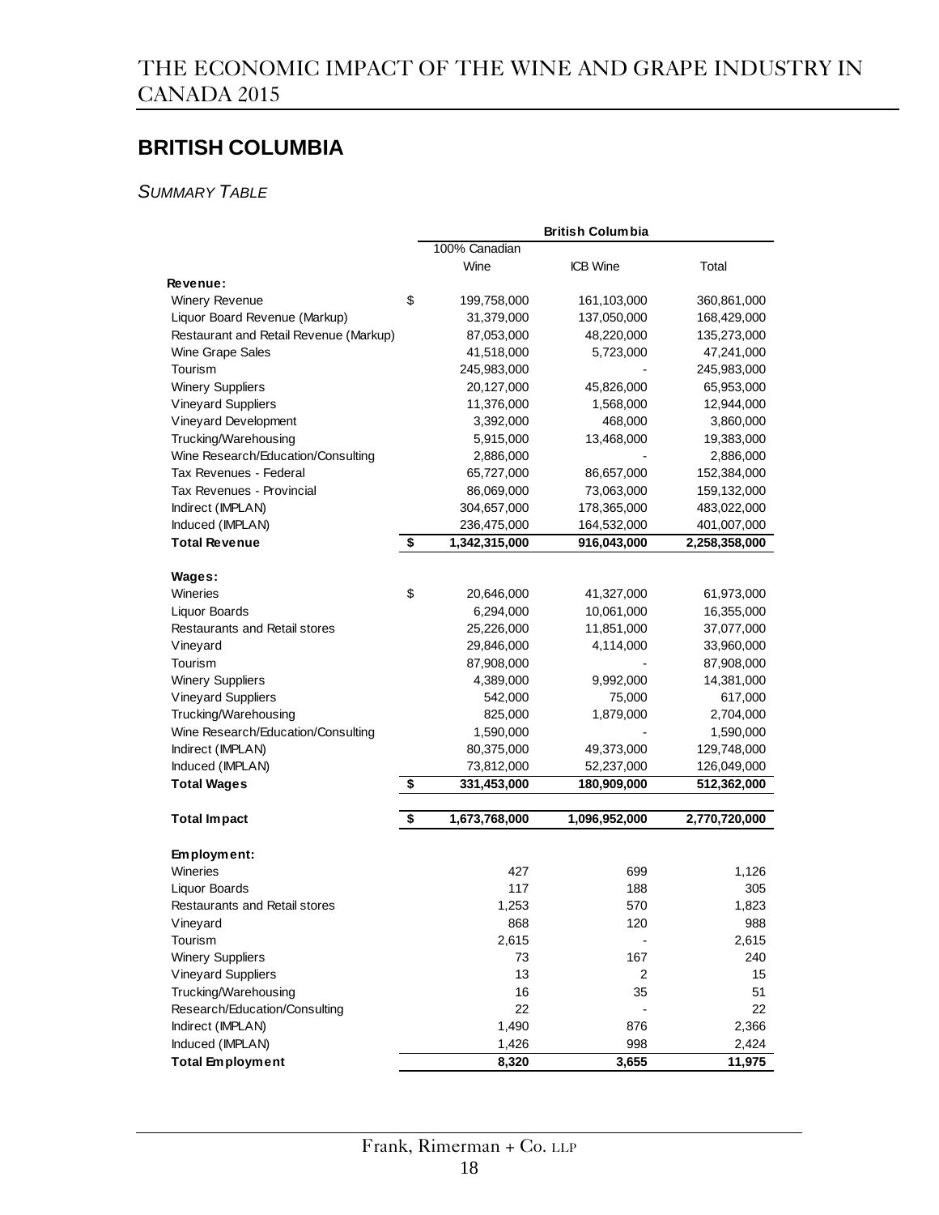## BRITISH COLUMBIA

*SUMMARY TABLE*

| | British Columbia | | |
|---|---|---|---|
| | 100% Canadian Wine | ICB Wine | Total |
| **Revenue:** | | | |
| Winery Revenue | $ 199,758,000 | 161,103,000 | 360,861,000 |
| Liquor Board Revenue (Markup) | 31,379,000 | 137,050,000 | 168,429,000 |
| Restaurant and Retail Revenue (Markup) | 87,053,000 | 48,220,000 | 135,273,000 |
| Wine Grape Sales | 41,518,000 | 5,723,000 | 47,241,000 |
| Tourism | 245,983,000 | - | 245,983,000 |
| Winery Suppliers | 20,127,000 | 45,826,000 | 65,953,000 |
| Vineyard Suppliers | 11,376,000 | 1,568,000 | 12,944,000 |
| Vineyard Development | 3,392,000 | 468,000 | 3,860,000 |
| Trucking/Warehousing | 5,915,000 | 13,468,000 | 19,383,000 |
| Wine Research/Education/Consulting | 2,886,000 | - | 2,886,000 |
| Tax Revenues - Federal | 65,727,000 | 86,657,000 | 152,384,000 |
| Tax Revenues - Provincial | 86,069,000 | 73,063,000 | 159,132,000 |
| Indirect (IMPLAN) | 304,657,000 | 178,365,000 | 483,022,000 |
| Induced (IMPLAN) | 236,475,000 | 164,532,000 | 401,007,000 |
| **Total Revenue** | **$ 1,342,315,000** | **916,043,000** | **2,258,358,000** |
| **Wages:** | | | |
| Wineries | $ 20,646,000 | 41,327,000 | 61,973,000 |
| Liquor Boards | 6,294,000 | 10,061,000 | 16,355,000 |
| Restaurants and Retail stores | 25,226,000 | 11,851,000 | 37,077,000 |
| Vineyard | 29,846,000 | 4,114,000 | 33,960,000 |
| Tourism | 87,908,000 | - | 87,908,000 |
| Winery Suppliers | 4,389,000 | 9,992,000 | 14,381,000 |
| Vineyard Suppliers | 542,000 | 75,000 | 617,000 |
| Trucking/Warehousing | 825,000 | 1,879,000 | 2,704,000 |
| Wine Research/Education/Consulting | 1,590,000 | - | 1,590,000 |
| Indirect (IMPLAN) | 80,375,000 | 49,373,000 | 129,748,000 |
| Induced (IMPLAN) | 73,812,000 | 52,237,000 | 126,049,000 |
| **Total Wages** | **$ 331,453,000** | **180,909,000** | **512,362,000** |
| **Total Impact** | **$ 1,673,768,000** | **1,096,952,000** | **2,770,720,000** |
| **Employment:** | | | |
| Wineries | 427 | 699 | 1,126 |
| Liquor Boards | 117 | 188 | 305 |
| Restaurants and Retail stores | 1,253 | 570 | 1,823 |
| Vineyard | 868 | 120 | 988 |
| Tourism | 2,615 | - | 2,615 |
| Winery Suppliers | 73 | 167 | 240 |
| Vineyard Suppliers | 13 | 2 | 15 |
| Trucking/Warehousing | 16 | 35 | 51 |
| Research/Education/Consulting | 22 | - | 22 |
| Indirect (IMPLAN) | 1,490 | 876 | 2,366 |
| Induced (IMPLAN) | 1,426 | 998 | 2,424 |
| **Total Employment** | **8,320** | **3,655** | **11,975** |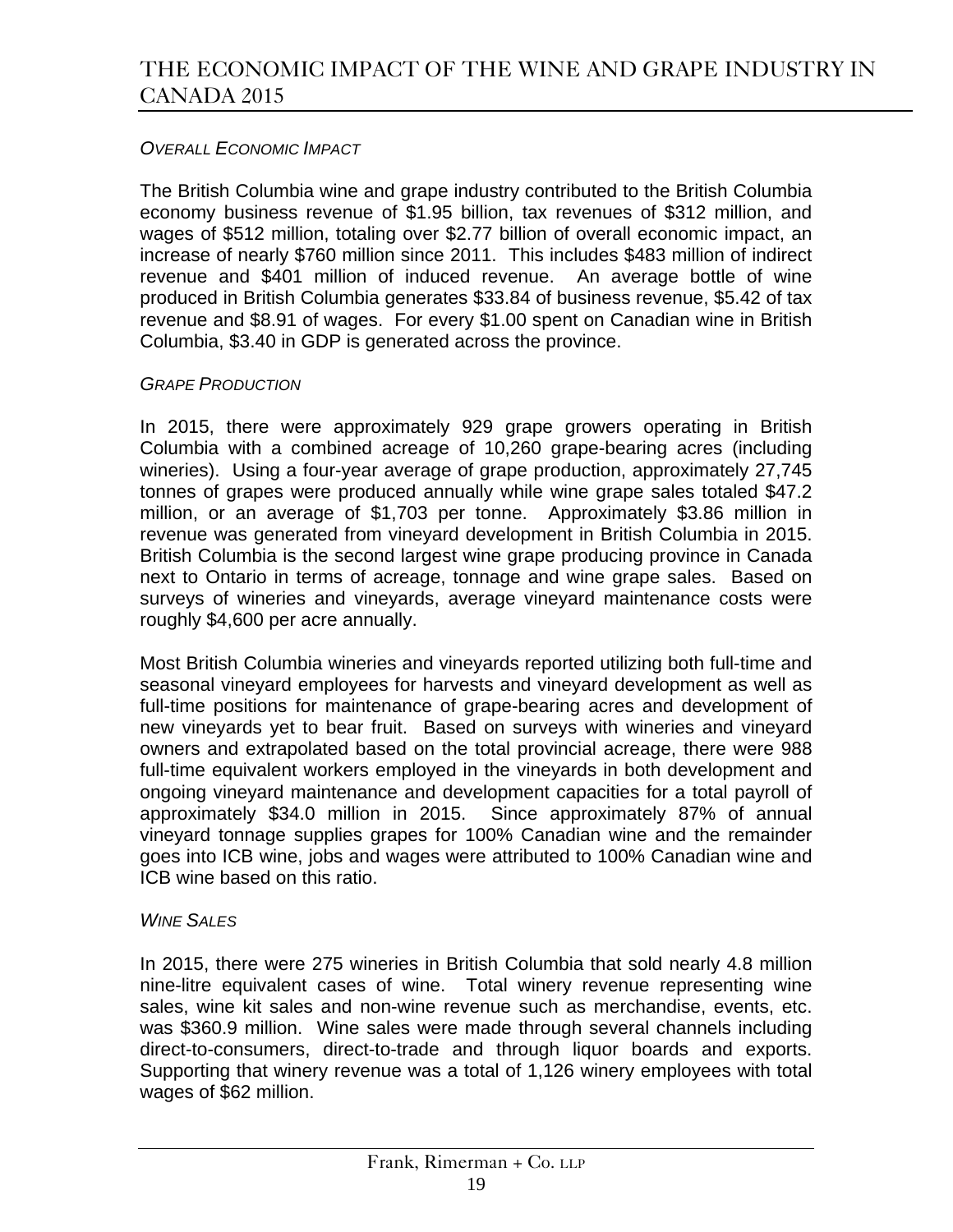### *Overall Economic Impact*

The British Columbia wine and grape industry contributed to the British Columbia economy business revenue of $1.95 billion, tax revenues of $312 million, and wages of $512 million, totaling over $2.77 billion of overall economic impact, an increase of nearly $760 million since 2011. This includes $483 million of indirect revenue and $401 million of induced revenue. An average bottle of wine produced in British Columbia generates $33.84 of business revenue, $5.42 of tax revenue and $8.91 of wages. For every $1.00 spent on Canadian wine in British Columbia, $3.40 in GDP is generated across the province.

### *Grape Production*

In 2015, there were approximately 929 grape growers operating in British Columbia with a combined acreage of 10,260 grape-bearing acres (including wineries). Using a four-year average of grape production, approximately 27,745 tonnes of grapes were produced annually while wine grape sales totaled $47.2 million, or an average of $1,703 per tonne. Approximately $3.86 million in revenue was generated from vineyard development in British Columbia in 2015. British Columbia is the second largest wine grape producing province in Canada next to Ontario in terms of acreage, tonnage and wine grape sales. Based on surveys of wineries and vineyards, average vineyard maintenance costs were roughly $4,600 per acre annually.

Most British Columbia wineries and vineyards reported utilizing both full-time and seasonal vineyard employees for harvests and vineyard development as well as full-time positions for maintenance of grape-bearing acres and development of new vineyards yet to bear fruit. Based on surveys with wineries and vineyard owners and extrapolated based on the total provincial acreage, there were 988 full-time equivalent workers employed in the vineyards in both development and ongoing vineyard maintenance and development capacities for a total payroll of approximately $34.0 million in 2015. Since approximately 87% of annual vineyard tonnage supplies grapes for 100% Canadian wine and the remainder goes into ICB wine, jobs and wages were attributed to 100% Canadian wine and ICB wine based on this ratio.

### *Wine Sales*

In 2015, there were 275 wineries in British Columbia that sold nearly 4.8 million nine-litre equivalent cases of wine. Total winery revenue representing wine sales, wine kit sales and non-wine revenue such as merchandise, events, etc. was $360.9 million. Wine sales were made through several channels including direct-to-consumers, direct-to-trade and through liquor boards and exports. Supporting that winery revenue was a total of 1,126 winery employees with total wages of $62 million.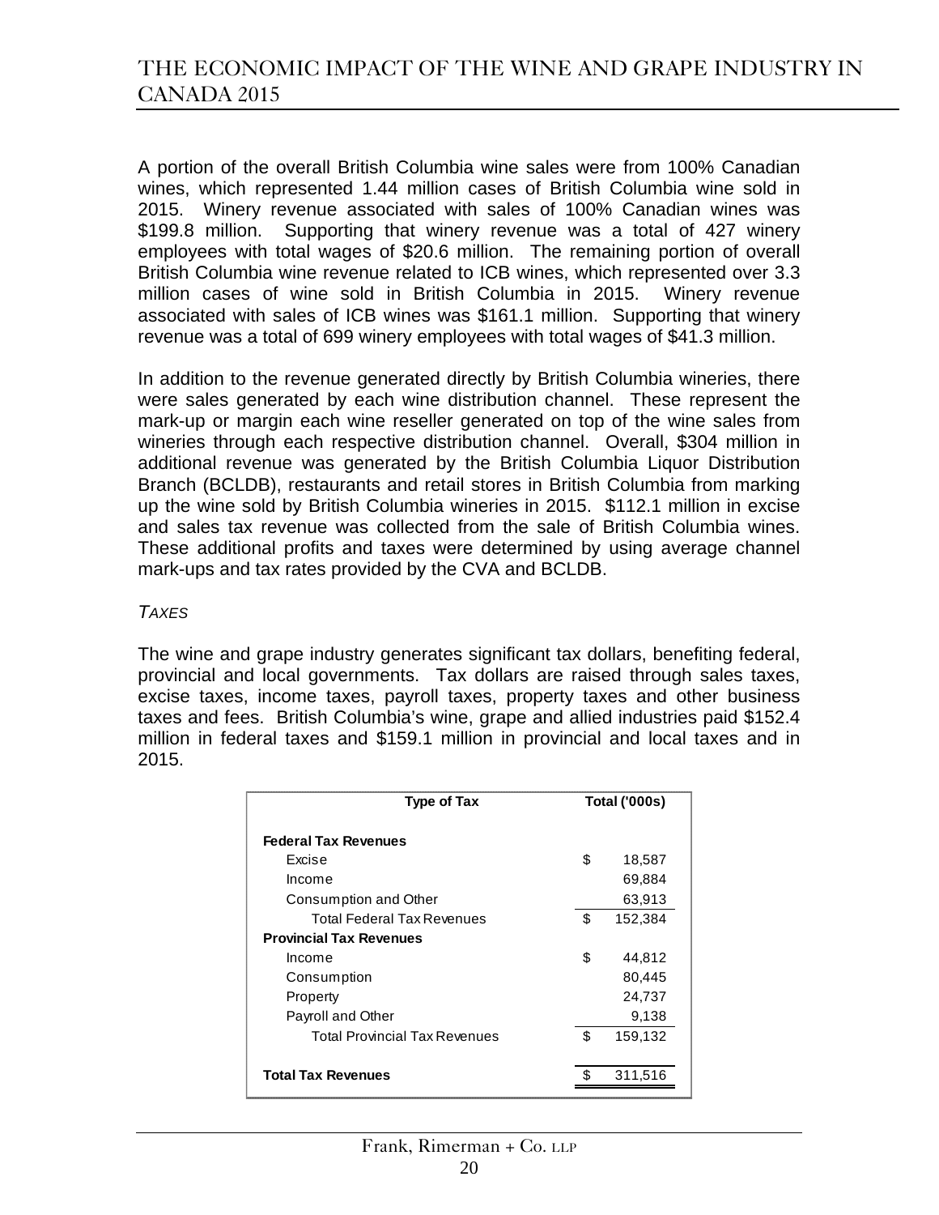A portion of the overall British Columbia wine sales were from 100% Canadian wines, which represented 1.44 million cases of British Columbia wine sold in 2015. Winery revenue associated with sales of 100% Canadian wines was $199.8 million. Supporting that winery revenue was a total of 427 winery employees with total wages of $20.6 million. The remaining portion of overall British Columbia wine revenue related to ICB wines, which represented over 3.3 million cases of wine sold in British Columbia in 2015. Winery revenue associated with sales of ICB wines was $161.1 million. Supporting that winery revenue was a total of 699 winery employees with total wages of $41.3 million.

In addition to the revenue generated directly by British Columbia wineries, there were sales generated by each wine distribution channel. These represent the mark-up or margin each wine reseller generated on top of the wine sales from wineries through each respective distribution channel. Overall, $304 million in additional revenue was generated by the British Columbia Liquor Distribution Branch (BCLDB), restaurants and retail stores in British Columbia from marking up the wine sold by British Columbia wineries in 2015. $112.1 million in excise and sales tax revenue was collected from the sale of British Columbia wines. These additional profits and taxes were determined by using average channel mark-ups and tax rates provided by the CVA and BCLDB.

*TAXES*

The wine and grape industry generates significant tax dollars, benefiting federal, provincial and local governments. Tax dollars are raised through sales taxes, excise taxes, income taxes, payroll taxes, property taxes and other business taxes and fees. British Columbia's wine, grape and allied industries paid $152.4 million in federal taxes and $159.1 million in provincial and local taxes and in 2015.

| Type of Tax | Total ('000s) |
|---|---|
| **Federal Tax Revenues** | |
| Excise | $ 18,587 |
| Income | 69,884 |
| Consumption and Other | 63,913 |
| Total Federal Tax Revenues | $ 152,384 |
| **Provincial Tax Revenues** | |
| Income | $ 44,812 |
| Consumption | 80,445 |
| Property | 24,737 |
| Payroll and Other | 9,138 |
| Total Provincial Tax Revenues | $ 159,132 |
| **Total Tax Revenues** | $ 311,516 |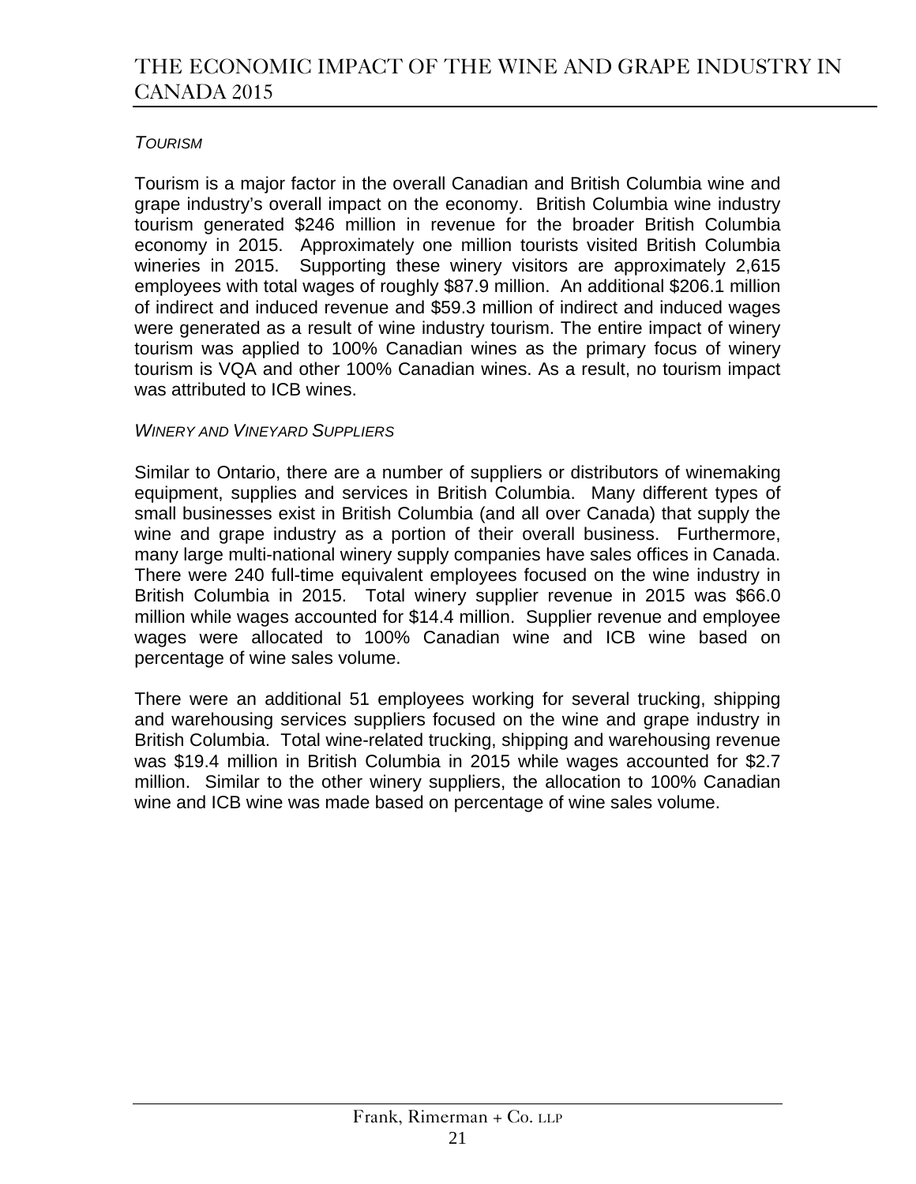### *Tourism*

Tourism is a major factor in the overall Canadian and British Columbia wine and grape industry's overall impact on the economy. British Columbia wine industry tourism generated $246 million in revenue for the broader British Columbia economy in 2015. Approximately one million tourists visited British Columbia wineries in 2015. Supporting these winery visitors are approximately 2,615 employees with total wages of roughly $87.9 million. An additional $206.1 million of indirect and induced revenue and $59.3 million of indirect and induced wages were generated as a result of wine industry tourism. The entire impact of winery tourism was applied to 100% Canadian wines as the primary focus of winery tourism is VQA and other 100% Canadian wines. As a result, no tourism impact was attributed to ICB wines.

### *Winery and Vineyard Suppliers*

Similar to Ontario, there are a number of suppliers or distributors of winemaking equipment, supplies and services in British Columbia. Many different types of small businesses exist in British Columbia (and all over Canada) that supply the wine and grape industry as a portion of their overall business. Furthermore, many large multi-national winery supply companies have sales offices in Canada. There were 240 full-time equivalent employees focused on the wine industry in British Columbia in 2015. Total winery supplier revenue in 2015 was $66.0 million while wages accounted for $14.4 million. Supplier revenue and employee wages were allocated to 100% Canadian wine and ICB wine based on percentage of wine sales volume.

There were an additional 51 employees working for several trucking, shipping and warehousing services suppliers focused on the wine and grape industry in British Columbia. Total wine-related trucking, shipping and warehousing revenue was $19.4 million in British Columbia in 2015 while wages accounted for $2.7 million. Similar to the other winery suppliers, the allocation to 100% Canadian wine and ICB wine was made based on percentage of wine sales volume.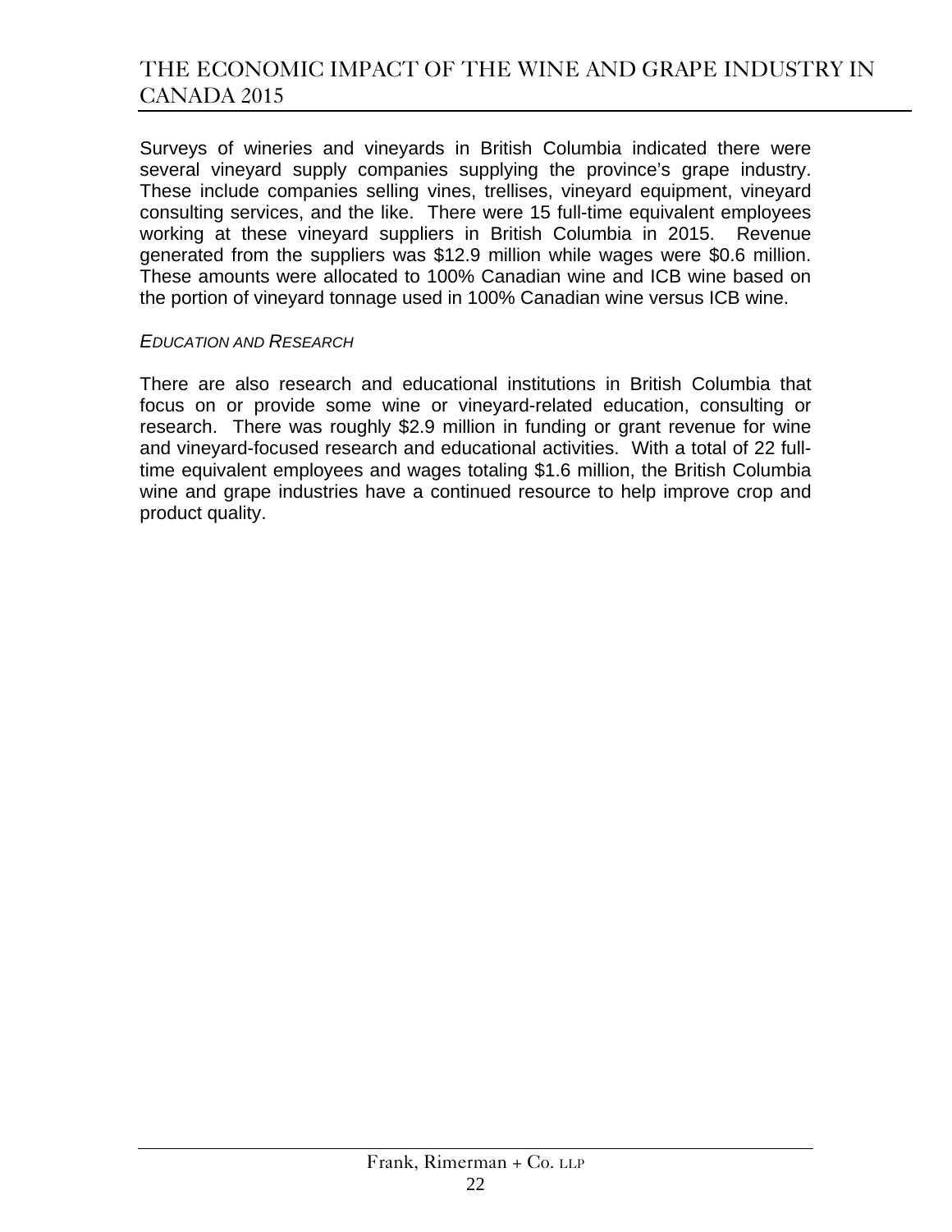Surveys of wineries and vineyards in British Columbia indicated there were several vineyard supply companies supplying the province's grape industry. These include companies selling vines, trellises, vineyard equipment, vineyard consulting services, and the like. There were 15 full-time equivalent employees working at these vineyard suppliers in British Columbia in 2015. Revenue generated from the suppliers was $12.9 million while wages were $0.6 million. These amounts were allocated to 100% Canadian wine and ICB wine based on the portion of vineyard tonnage used in 100% Canadian wine versus ICB wine.

*EDUCATION AND RESEARCH*

There are also research and educational institutions in British Columbia that focus on or provide some wine or vineyard-related education, consulting or research. There was roughly $2.9 million in funding or grant revenue for wine and vineyard-focused research and educational activities. With a total of 22 full-time equivalent employees and wages totaling $1.6 million, the British Columbia wine and grape industries have a continued resource to help improve crop and product quality.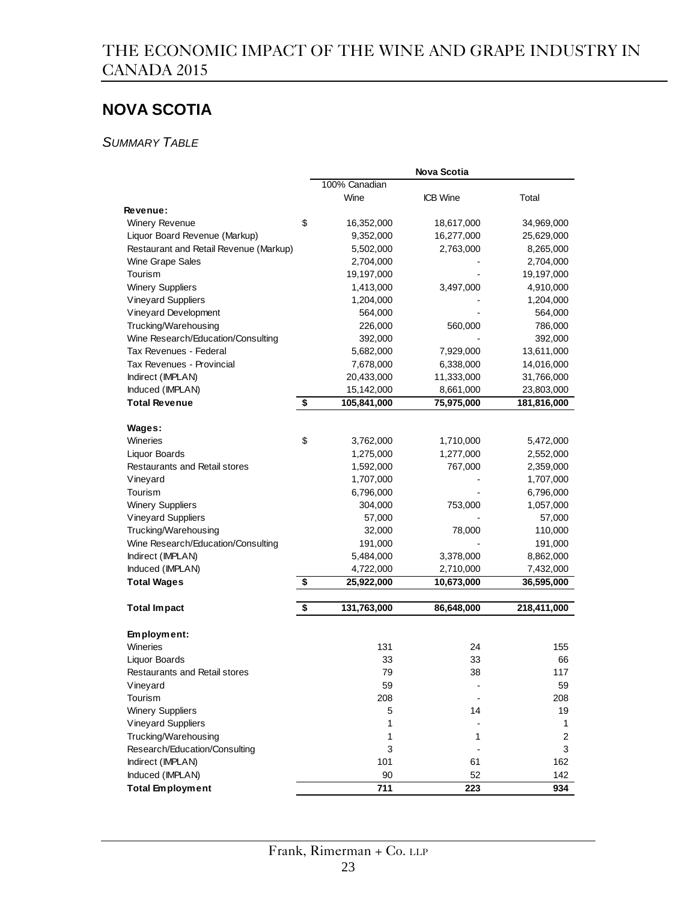## NOVA SCOTIA

*SUMMARY TABLE*

| | Nova Scotia | | |
|---|---|---|---|
| | 100% Canadian Wine | ICB Wine | Total |
| **Revenue:** | | | |
| Winery Revenue | $ 16,352,000 | 18,617,000 | 34,969,000 |
| Liquor Board Revenue (Markup) | 9,352,000 | 16,277,000 | 25,629,000 |
| Restaurant and Retail Revenue (Markup) | 5,502,000 | 2,763,000 | 8,265,000 |
| Wine Grape Sales | 2,704,000 | - | 2,704,000 |
| Tourism | 19,197,000 | - | 19,197,000 |
| Winery Suppliers | 1,413,000 | 3,497,000 | 4,910,000 |
| Vineyard Suppliers | 1,204,000 | - | 1,204,000 |
| Vineyard Development | 564,000 | - | 564,000 |
| Trucking/Warehousing | 226,000 | 560,000 | 786,000 |
| Wine Research/Education/Consulting | 392,000 | - | 392,000 |
| Tax Revenues - Federal | 5,682,000 | 7,929,000 | 13,611,000 |
| Tax Revenues - Provincial | 7,678,000 | 6,338,000 | 14,016,000 |
| Indirect (IMPLAN) | 20,433,000 | 11,333,000 | 31,766,000 |
| Induced (IMPLAN) | 15,142,000 | 8,661,000 | 23,803,000 |
| **Total Revenue** | **$ 105,841,000** | **75,975,000** | **181,816,000** |
| **Wages:** | | | |
| Wineries | $ 3,762,000 | 1,710,000 | 5,472,000 |
| Liquor Boards | 1,275,000 | 1,277,000 | 2,552,000 |
| Restaurants and Retail stores | 1,592,000 | 767,000 | 2,359,000 |
| Vineyard | 1,707,000 | - | 1,707,000 |
| Tourism | 6,796,000 | - | 6,796,000 |
| Winery Suppliers | 304,000 | 753,000 | 1,057,000 |
| Vineyard Suppliers | 57,000 | - | 57,000 |
| Trucking/Warehousing | 32,000 | 78,000 | 110,000 |
| Wine Research/Education/Consulting | 191,000 | - | 191,000 |
| Indirect (IMPLAN) | 5,484,000 | 3,378,000 | 8,862,000 |
| Induced (IMPLAN) | 4,722,000 | 2,710,000 | 7,432,000 |
| **Total Wages** | **$ 25,922,000** | **10,673,000** | **36,595,000** |
| **Total Impact** | **$ 131,763,000** | **86,648,000** | **218,411,000** |
| **Employment:** | | | |
| Wineries | 131 | 24 | 155 |
| Liquor Boards | 33 | 33 | 66 |
| Restaurants and Retail stores | 79 | 38 | 117 |
| Vineyard | 59 | - | 59 |
| Tourism | 208 | - | 208 |
| Winery Suppliers | 5 | 14 | 19 |
| Vineyard Suppliers | 1 | - | 1 |
| Trucking/Warehousing | 1 | 1 | 2 |
| Research/Education/Consulting | 3 | - | 3 |
| Indirect (IMPLAN) | 101 | 61 | 162 |
| Induced (IMPLAN) | 90 | 52 | 142 |
| **Total Employment** | **711** | **223** | **934** |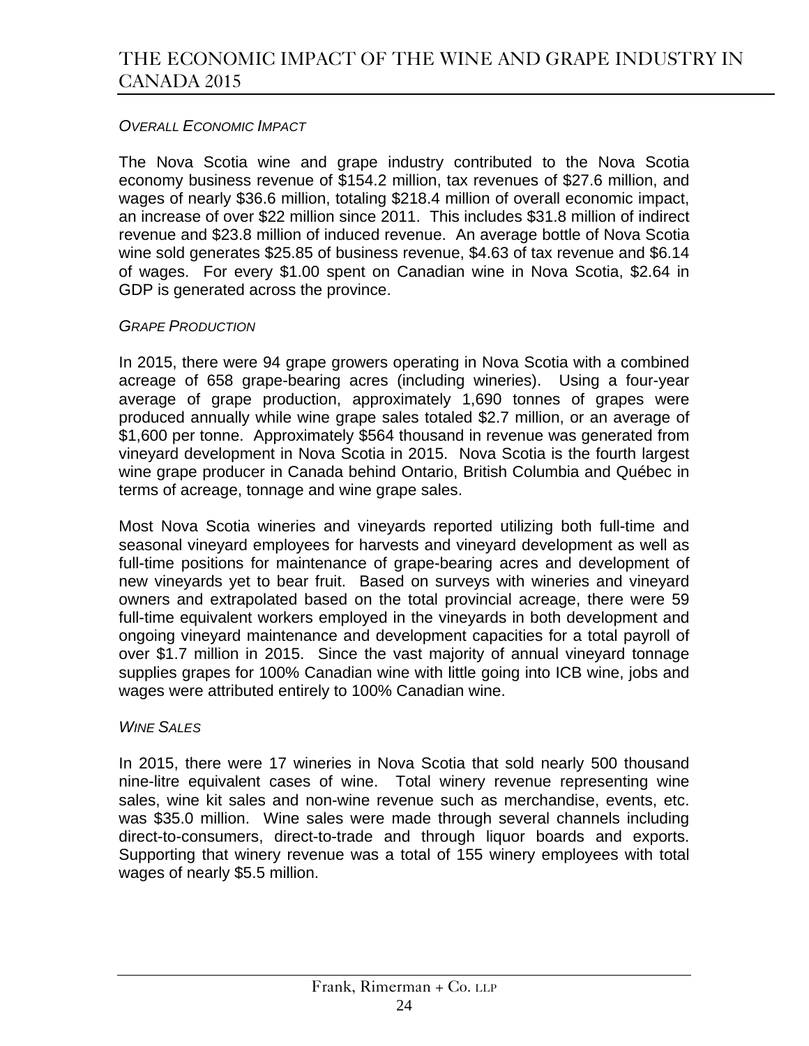### *Overall Economic Impact*

The Nova Scotia wine and grape industry contributed to the Nova Scotia economy business revenue of $154.2 million, tax revenues of $27.6 million, and wages of nearly $36.6 million, totaling $218.4 million of overall economic impact, an increase of over $22 million since 2011. This includes $31.8 million of indirect revenue and $23.8 million of induced revenue. An average bottle of Nova Scotia wine sold generates $25.85 of business revenue, $4.63 of tax revenue and $6.14 of wages. For every $1.00 spent on Canadian wine in Nova Scotia, $2.64 in GDP is generated across the province.

### *Grape Production*

In 2015, there were 94 grape growers operating in Nova Scotia with a combined acreage of 658 grape-bearing acres (including wineries). Using a four-year average of grape production, approximately 1,690 tonnes of grapes were produced annually while wine grape sales totaled $2.7 million, or an average of $1,600 per tonne. Approximately $564 thousand in revenue was generated from vineyard development in Nova Scotia in 2015. Nova Scotia is the fourth largest wine grape producer in Canada behind Ontario, British Columbia and Québec in terms of acreage, tonnage and wine grape sales.

Most Nova Scotia wineries and vineyards reported utilizing both full-time and seasonal vineyard employees for harvests and vineyard development as well as full-time positions for maintenance of grape-bearing acres and development of new vineyards yet to bear fruit. Based on surveys with wineries and vineyard owners and extrapolated based on the total provincial acreage, there were 59 full-time equivalent workers employed in the vineyards in both development and ongoing vineyard maintenance and development capacities for a total payroll of over $1.7 million in 2015. Since the vast majority of annual vineyard tonnage supplies grapes for 100% Canadian wine with little going into ICB wine, jobs and wages were attributed entirely to 100% Canadian wine.

### *Wine Sales*

In 2015, there were 17 wineries in Nova Scotia that sold nearly 500 thousand nine-litre equivalent cases of wine. Total winery revenue representing wine sales, wine kit sales and non-wine revenue such as merchandise, events, etc. was $35.0 million. Wine sales were made through several channels including direct-to-consumers, direct-to-trade and through liquor boards and exports. Supporting that winery revenue was a total of 155 winery employees with total wages of nearly $5.5 million.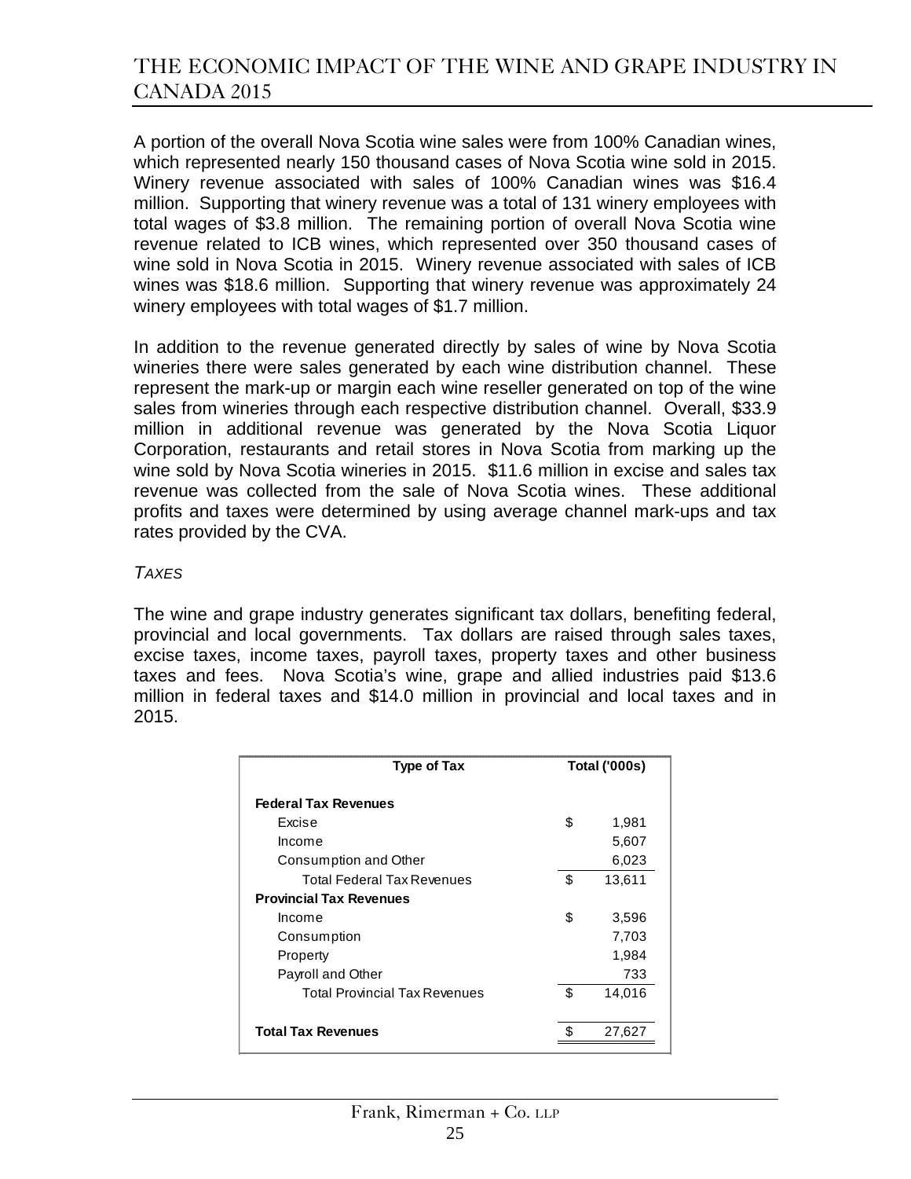A portion of the overall Nova Scotia wine sales were from 100% Canadian wines, which represented nearly 150 thousand cases of Nova Scotia wine sold in 2015. Winery revenue associated with sales of 100% Canadian wines was $16.4 million. Supporting that winery revenue was a total of 131 winery employees with total wages of $3.8 million. The remaining portion of overall Nova Scotia wine revenue related to ICB wines, which represented over 350 thousand cases of wine sold in Nova Scotia in 2015. Winery revenue associated with sales of ICB wines was $18.6 million. Supporting that winery revenue was approximately 24 winery employees with total wages of $1.7 million.

In addition to the revenue generated directly by sales of wine by Nova Scotia wineries there were sales generated by each wine distribution channel. These represent the mark-up or margin each wine reseller generated on top of the wine sales from wineries through each respective distribution channel. Overall, $33.9 million in additional revenue was generated by the Nova Scotia Liquor Corporation, restaurants and retail stores in Nova Scotia from marking up the wine sold by Nova Scotia wineries in 2015. $11.6 million in excise and sales tax revenue was collected from the sale of Nova Scotia wines. These additional profits and taxes were determined by using average channel mark-ups and tax rates provided by the CVA.

*TAXES*

The wine and grape industry generates significant tax dollars, benefiting federal, provincial and local governments. Tax dollars are raised through sales taxes, excise taxes, income taxes, payroll taxes, property taxes and other business taxes and fees. Nova Scotia's wine, grape and allied industries paid $13.6 million in federal taxes and $14.0 million in provincial and local taxes and in 2015.

| Type of Tax | Total ('000s) |
|---|---|
| **Federal Tax Revenues** | |
| Excise | $ 1,981 |
| Income | 5,607 |
| Consumption and Other | 6,023 |
| Total Federal Tax Revenues | $ 13,611 |
| **Provincial Tax Revenues** | |
| Income | $ 3,596 |
| Consumption | 7,703 |
| Property | 1,984 |
| Payroll and Other | 733 |
| Total Provincial Tax Revenues | $ 14,016 |
| **Total Tax Revenues** | $ 27,627 |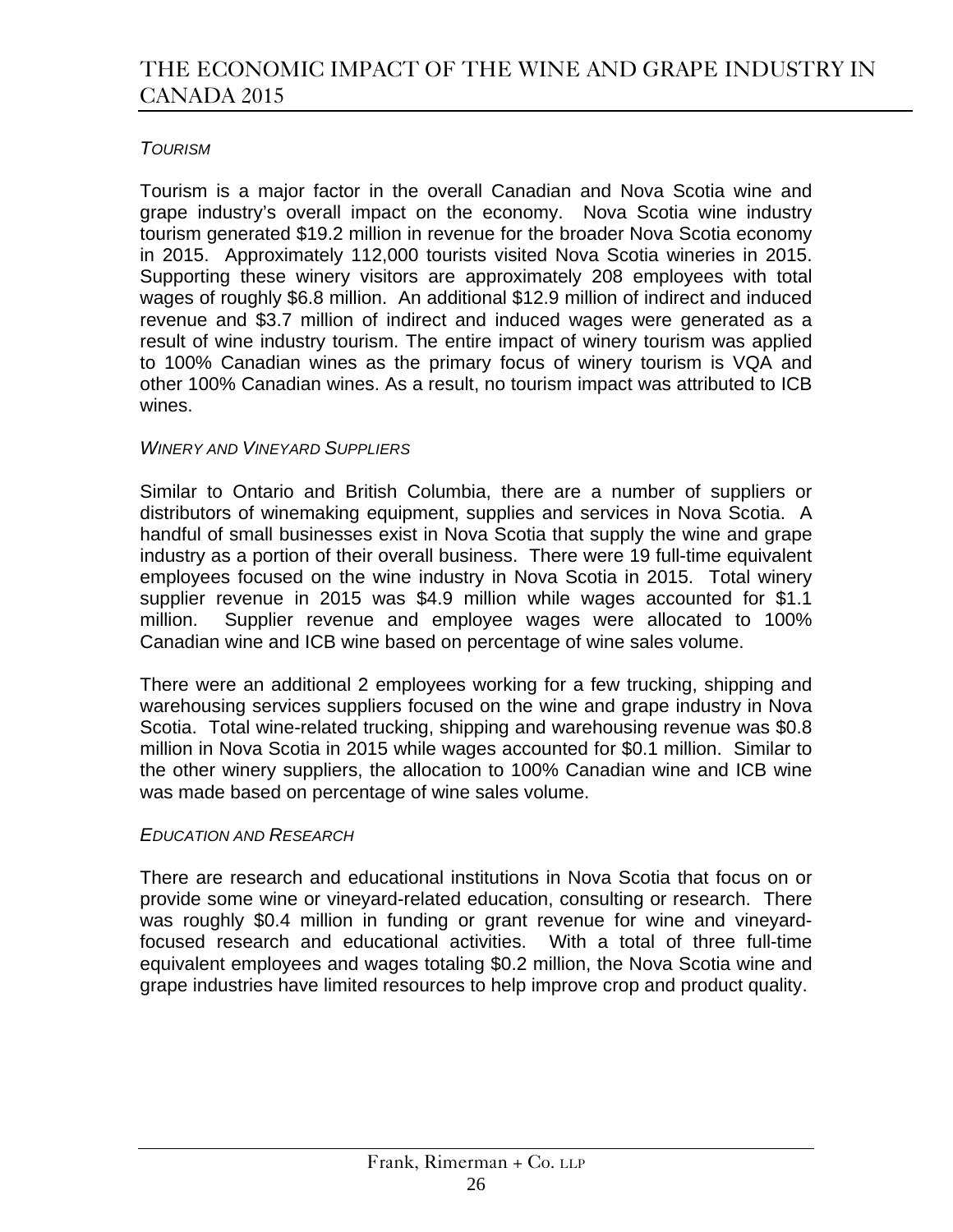### *Tourism*

Tourism is a major factor in the overall Canadian and Nova Scotia wine and grape industry's overall impact on the economy. Nova Scotia wine industry tourism generated $19.2 million in revenue for the broader Nova Scotia economy in 2015. Approximately 112,000 tourists visited Nova Scotia wineries in 2015. Supporting these winery visitors are approximately 208 employees with total wages of roughly $6.8 million. An additional $12.9 million of indirect and induced revenue and $3.7 million of indirect and induced wages were generated as a result of wine industry tourism. The entire impact of winery tourism was applied to 100% Canadian wines as the primary focus of winery tourism is VQA and other 100% Canadian wines. As a result, no tourism impact was attributed to ICB wines.

### *Winery and Vineyard Suppliers*

Similar to Ontario and British Columbia, there are a number of suppliers or distributors of winemaking equipment, supplies and services in Nova Scotia. A handful of small businesses exist in Nova Scotia that supply the wine and grape industry as a portion of their overall business. There were 19 full-time equivalent employees focused on the wine industry in Nova Scotia in 2015. Total winery supplier revenue in 2015 was $4.9 million while wages accounted for $1.1 million. Supplier revenue and employee wages were allocated to 100% Canadian wine and ICB wine based on percentage of wine sales volume.

There were an additional 2 employees working for a few trucking, shipping and warehousing services suppliers focused on the wine and grape industry in Nova Scotia. Total wine-related trucking, shipping and warehousing revenue was $0.8 million in Nova Scotia in 2015 while wages accounted for $0.1 million. Similar to the other winery suppliers, the allocation to 100% Canadian wine and ICB wine was made based on percentage of wine sales volume.

### *Education and Research*

There are research and educational institutions in Nova Scotia that focus on or provide some wine or vineyard-related education, consulting or research. There was roughly $0.4 million in funding or grant revenue for wine and vineyard-focused research and educational activities. With a total of three full-time equivalent employees and wages totaling $0.2 million, the Nova Scotia wine and grape industries have limited resources to help improve crop and product quality.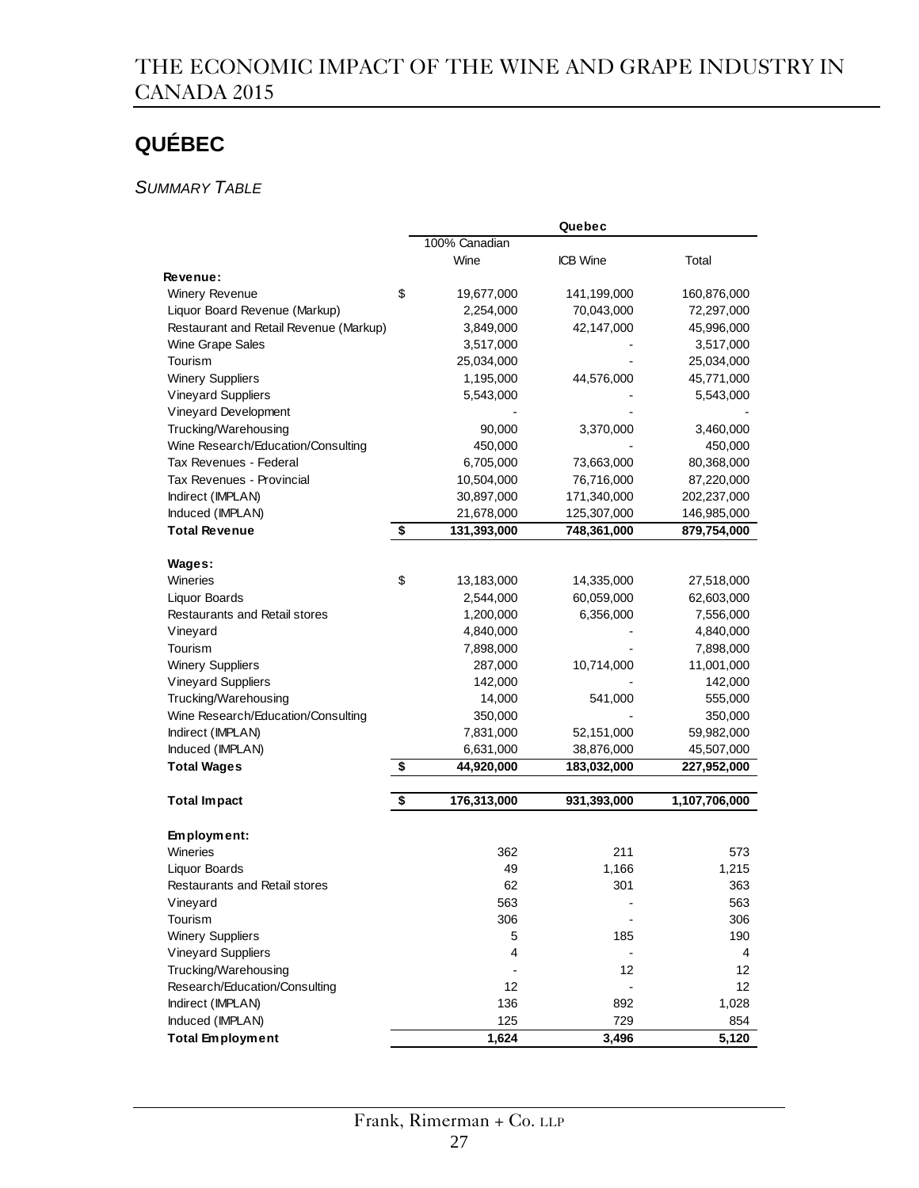## QUÉBEC

*SUMMARY TABLE*

| | Quebec | | |
|---|---|---|---|
| | 100% Canadian Wine | ICB Wine | Total |
| **Revenue:** | | | |
| Winery Revenue | $ 19,677,000 | 141,199,000 | 160,876,000 |
| Liquor Board Revenue (Markup) | 2,254,000 | 70,043,000 | 72,297,000 |
| Restaurant and Retail Revenue (Markup) | 3,849,000 | 42,147,000 | 45,996,000 |
| Wine Grape Sales | 3,517,000 | - | 3,517,000 |
| Tourism | 25,034,000 | - | 25,034,000 |
| Winery Suppliers | 1,195,000 | 44,576,000 | 45,771,000 |
| Vineyard Suppliers | 5,543,000 | - | 5,543,000 |
| Vineyard Development | - | - | - |
| Trucking/Warehousing | 90,000 | 3,370,000 | 3,460,000 |
| Wine Research/Education/Consulting | 450,000 | - | 450,000 |
| Tax Revenues - Federal | 6,705,000 | 73,663,000 | 80,368,000 |
| Tax Revenues - Provincial | 10,504,000 | 76,716,000 | 87,220,000 |
| Indirect (IMPLAN) | 30,897,000 | 171,340,000 | 202,237,000 |
| Induced (IMPLAN) | 21,678,000 | 125,307,000 | 146,985,000 |
| **Total Revenue** | **$ 131,393,000** | **748,361,000** | **879,754,000** |
| | | | |
| **Wages:** | | | |
| Wineries | $ 13,183,000 | 14,335,000 | 27,518,000 |
| Liquor Boards | 2,544,000 | 60,059,000 | 62,603,000 |
| Restaurants and Retail stores | 1,200,000 | 6,356,000 | 7,556,000 |
| Vineyard | 4,840,000 | - | 4,840,000 |
| Tourism | 7,898,000 | - | 7,898,000 |
| Winery Suppliers | 287,000 | 10,714,000 | 11,001,000 |
| Vineyard Suppliers | 142,000 | - | 142,000 |
| Trucking/Warehousing | 14,000 | 541,000 | 555,000 |
| Wine Research/Education/Consulting | 350,000 | - | 350,000 |
| Indirect (IMPLAN) | 7,831,000 | 52,151,000 | 59,982,000 |
| Induced (IMPLAN) | 6,631,000 | 38,876,000 | 45,507,000 |
| **Total Wages** | **$ 44,920,000** | **183,032,000** | **227,952,000** |
| | | | |
| **Total Impact** | **$ 176,313,000** | **931,393,000** | **1,107,706,000** |
| | | | |
| **Employment:** | | | |
| Wineries | 362 | 211 | 573 |
| Liquor Boards | 49 | 1,166 | 1,215 |
| Restaurants and Retail stores | 62 | 301 | 363 |
| Vineyard | 563 | - | 563 |
| Tourism | 306 | - | 306 |
| Winery Suppliers | 5 | 185 | 190 |
| Vineyard Suppliers | 4 | - | 4 |
| Trucking/Warehousing | - | 12 | 12 |
| Research/Education/Consulting | 12 | - | 12 |
| Indirect (IMPLAN) | 136 | 892 | 1,028 |
| Induced (IMPLAN) | 125 | 729 | 854 |
| **Total Employment** | **1,624** | **3,496** | **5,120** |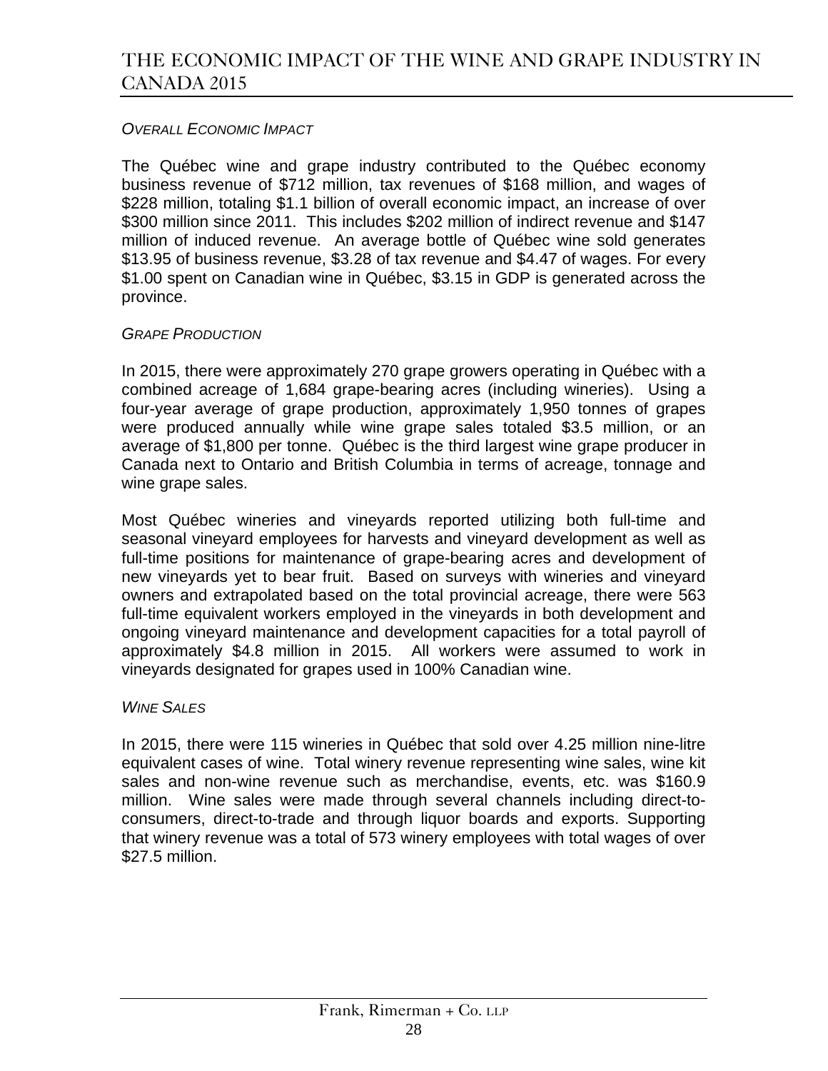### *Overall Economic Impact*

The Québec wine and grape industry contributed to the Québec economy business revenue of $712 million, tax revenues of $168 million, and wages of $228 million, totaling $1.1 billion of overall economic impact, an increase of over $300 million since 2011. This includes $202 million of indirect revenue and $147 million of induced revenue. An average bottle of Québec wine sold generates $13.95 of business revenue, $3.28 of tax revenue and $4.47 of wages. For every $1.00 spent on Canadian wine in Québec, $3.15 in GDP is generated across the province.

### *Grape Production*

In 2015, there were approximately 270 grape growers operating in Québec with a combined acreage of 1,684 grape-bearing acres (including wineries). Using a four-year average of grape production, approximately 1,950 tonnes of grapes were produced annually while wine grape sales totaled $3.5 million, or an average of $1,800 per tonne. Québec is the third largest wine grape producer in Canada next to Ontario and British Columbia in terms of acreage, tonnage and wine grape sales.

Most Québec wineries and vineyards reported utilizing both full-time and seasonal vineyard employees for harvests and vineyard development as well as full-time positions for maintenance of grape-bearing acres and development of new vineyards yet to bear fruit. Based on surveys with wineries and vineyard owners and extrapolated based on the total provincial acreage, there were 563 full-time equivalent workers employed in the vineyards in both development and ongoing vineyard maintenance and development capacities for a total payroll of approximately $4.8 million in 2015. All workers were assumed to work in vineyards designated for grapes used in 100% Canadian wine.

### *Wine Sales*

In 2015, there were 115 wineries in Québec that sold over 4.25 million nine-litre equivalent cases of wine. Total winery revenue representing wine sales, wine kit sales and non-wine revenue such as merchandise, events, etc. was $160.9 million. Wine sales were made through several channels including direct-to-consumers, direct-to-trade and through liquor boards and exports. Supporting that winery revenue was a total of 573 winery employees with total wages of over $27.5 million.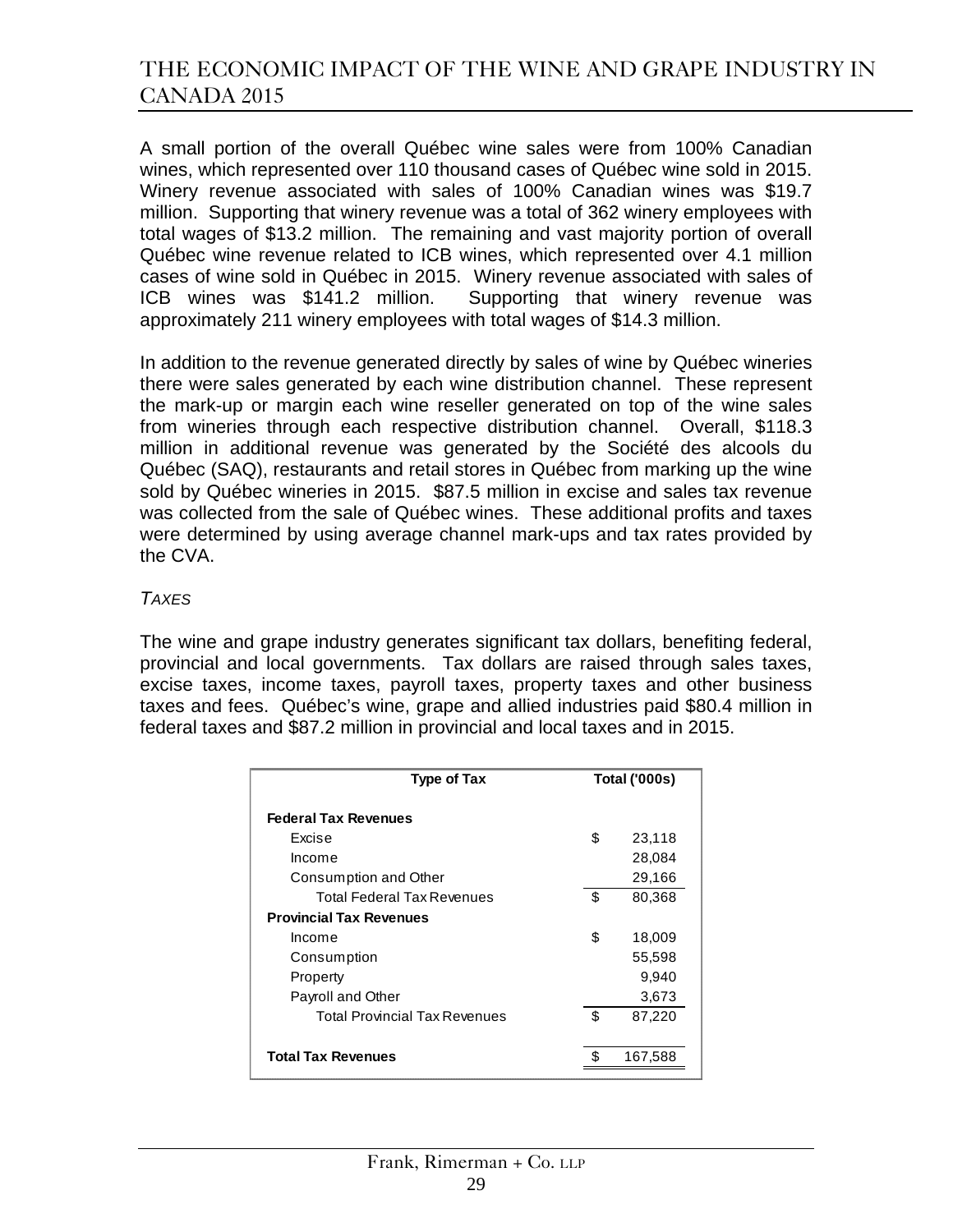A small portion of the overall Québec wine sales were from 100% Canadian wines, which represented over 110 thousand cases of Québec wine sold in 2015. Winery revenue associated with sales of 100% Canadian wines was $19.7 million. Supporting that winery revenue was a total of 362 winery employees with total wages of $13.2 million. The remaining and vast majority portion of overall Québec wine revenue related to ICB wines, which represented over 4.1 million cases of wine sold in Québec in 2015. Winery revenue associated with sales of ICB wines was $141.2 million. Supporting that winery revenue was approximately 211 winery employees with total wages of $14.3 million.

In addition to the revenue generated directly by sales of wine by Québec wineries there were sales generated by each wine distribution channel. These represent the mark-up or margin each wine reseller generated on top of the wine sales from wineries through each respective distribution channel. Overall, $118.3 million in additional revenue was generated by the Société des alcools du Québec (SAQ), restaurants and retail stores in Québec from marking up the wine sold by Québec wineries in 2015. $87.5 million in excise and sales tax revenue was collected from the sale of Québec wines. These additional profits and taxes were determined by using average channel mark-ups and tax rates provided by the CVA.

*TAXES*

The wine and grape industry generates significant tax dollars, benefiting federal, provincial and local governments. Tax dollars are raised through sales taxes, excise taxes, income taxes, payroll taxes, property taxes and other business taxes and fees. Québec's wine, grape and allied industries paid $80.4 million in federal taxes and $87.2 million in provincial and local taxes and in 2015.

| Type of Tax | Total ('000s) |
|---|---|
| **Federal Tax Revenues** | |
| Excise | $ 23,118 |
| Income | 28,084 |
| Consumption and Other | 29,166 |
| Total Federal Tax Revenues | $ 80,368 |
| **Provincial Tax Revenues** | |
| Income | $ 18,009 |
| Consumption | 55,598 |
| Property | 9,940 |
| Payroll and Other | 3,673 |
| Total Provincial Tax Revenues | $ 87,220 |
| **Total Tax Revenues** | $ 167,588 |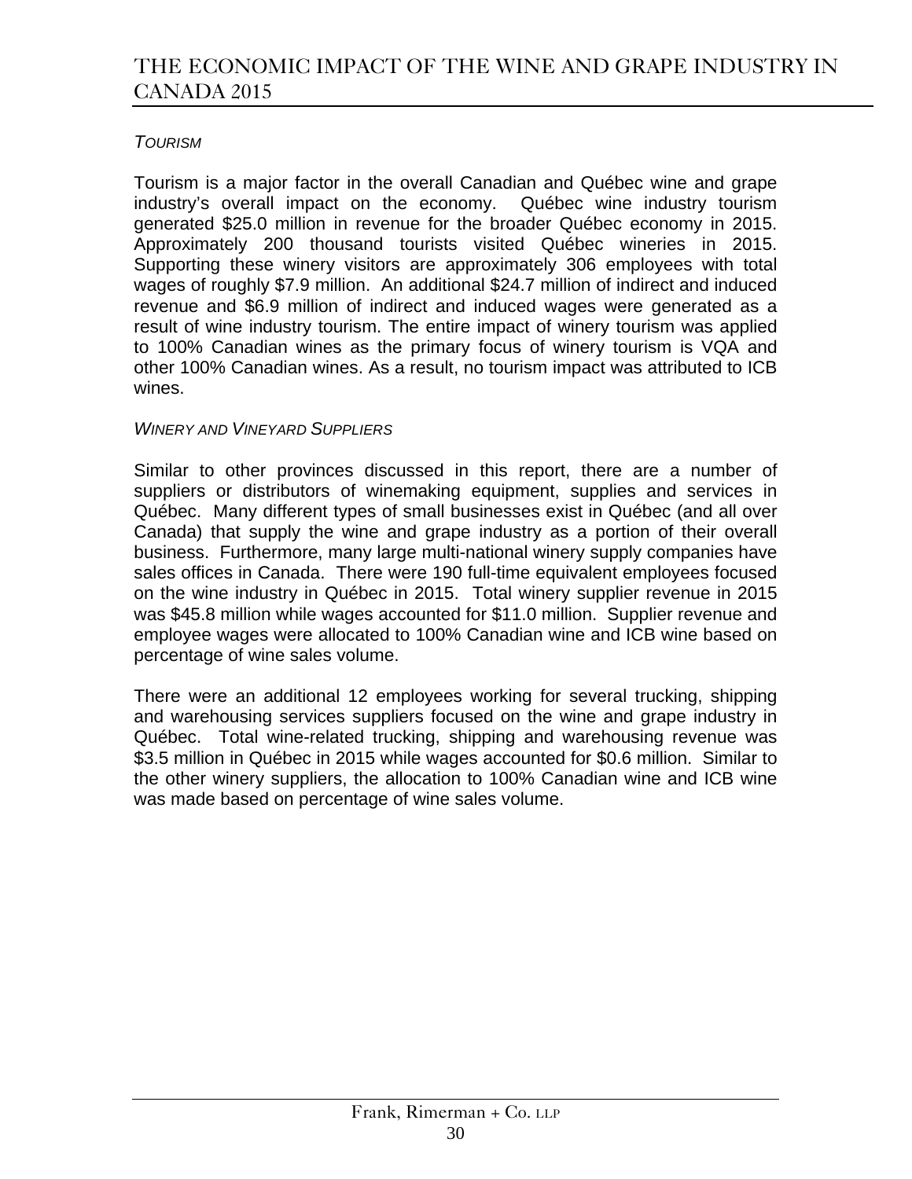### *Tourism*

Tourism is a major factor in the overall Canadian and Québec wine and grape industry's overall impact on the economy. Québec wine industry tourism generated $25.0 million in revenue for the broader Québec economy in 2015. Approximately 200 thousand tourists visited Québec wineries in 2015. Supporting these winery visitors are approximately 306 employees with total wages of roughly $7.9 million. An additional $24.7 million of indirect and induced revenue and $6.9 million of indirect and induced wages were generated as a result of wine industry tourism. The entire impact of winery tourism was applied to 100% Canadian wines as the primary focus of winery tourism is VQA and other 100% Canadian wines. As a result, no tourism impact was attributed to ICB wines.

### *Winery and Vineyard Suppliers*

Similar to other provinces discussed in this report, there are a number of suppliers or distributors of winemaking equipment, supplies and services in Québec. Many different types of small businesses exist in Québec (and all over Canada) that supply the wine and grape industry as a portion of their overall business. Furthermore, many large multi-national winery supply companies have sales offices in Canada. There were 190 full-time equivalent employees focused on the wine industry in Québec in 2015. Total winery supplier revenue in 2015 was $45.8 million while wages accounted for $11.0 million. Supplier revenue and employee wages were allocated to 100% Canadian wine and ICB wine based on percentage of wine sales volume.

There were an additional 12 employees working for several trucking, shipping and warehousing services suppliers focused on the wine and grape industry in Québec. Total wine-related trucking, shipping and warehousing revenue was $3.5 million in Québec in 2015 while wages accounted for $0.6 million. Similar to the other winery suppliers, the allocation to 100% Canadian wine and ICB wine was made based on percentage of wine sales volume.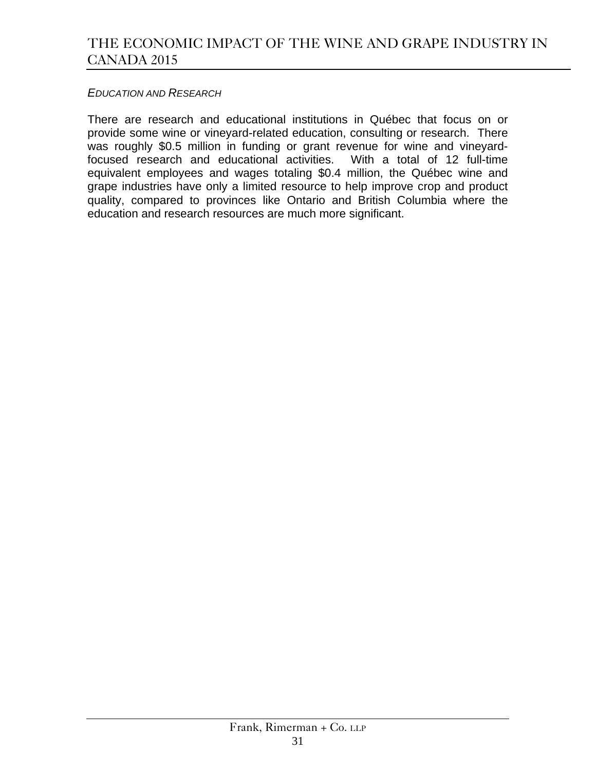*EDUCATION AND RESEARCH*

There are research and educational institutions in Québec that focus on or provide some wine or vineyard-related education, consulting or research. There was roughly $0.5 million in funding or grant revenue for wine and vineyard-focused research and educational activities. With a total of 12 full-time equivalent employees and wages totaling $0.4 million, the Québec wine and grape industries have only a limited resource to help improve crop and product quality, compared to provinces like Ontario and British Columbia where the education and research resources are much more significant.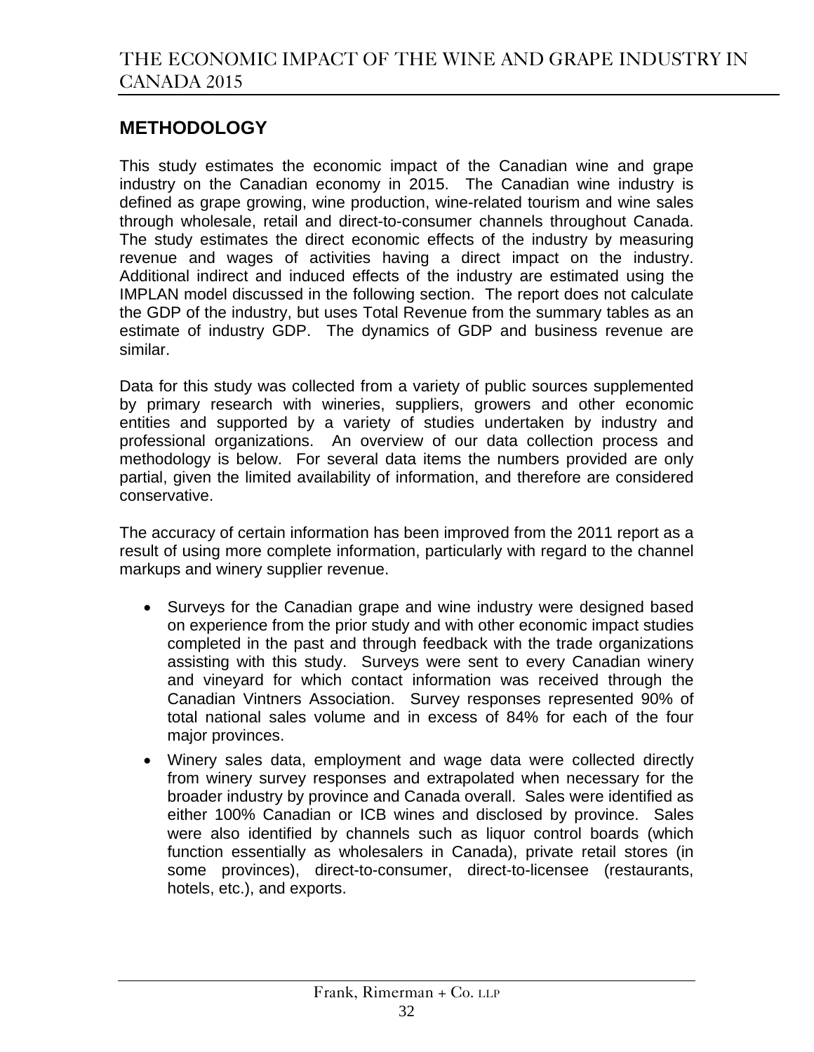## METHODOLOGY

This study estimates the economic impact of the Canadian wine and grape industry on the Canadian economy in 2015. The Canadian wine industry is defined as grape growing, wine production, wine-related tourism and wine sales through wholesale, retail and direct-to-consumer channels throughout Canada. The study estimates the direct economic effects of the industry by measuring revenue and wages of activities having a direct impact on the industry. Additional indirect and induced effects of the industry are estimated using the IMPLAN model discussed in the following section. The report does not calculate the GDP of the industry, but uses Total Revenue from the summary tables as an estimate of industry GDP. The dynamics of GDP and business revenue are similar.

Data for this study was collected from a variety of public sources supplemented by primary research with wineries, suppliers, growers and other economic entities and supported by a variety of studies undertaken by industry and professional organizations. An overview of our data collection process and methodology is below. For several data items the numbers provided are only partial, given the limited availability of information, and therefore are considered conservative.

The accuracy of certain information has been improved from the 2011 report as a result of using more complete information, particularly with regard to the channel markups and winery supplier revenue.

- Surveys for the Canadian grape and wine industry were designed based on experience from the prior study and with other economic impact studies completed in the past and through feedback with the trade organizations assisting with this study. Surveys were sent to every Canadian winery and vineyard for which contact information was received through the Canadian Vintners Association. Survey responses represented 90% of total national sales volume and in excess of 84% for each of the four major provinces.
- Winery sales data, employment and wage data were collected directly from winery survey responses and extrapolated when necessary for the broader industry by province and Canada overall. Sales were identified as either 100% Canadian or ICB wines and disclosed by province. Sales were also identified by channels such as liquor control boards (which function essentially as wholesalers in Canada), private retail stores (in some provinces), direct-to-consumer, direct-to-licensee (restaurants, hotels, etc.), and exports.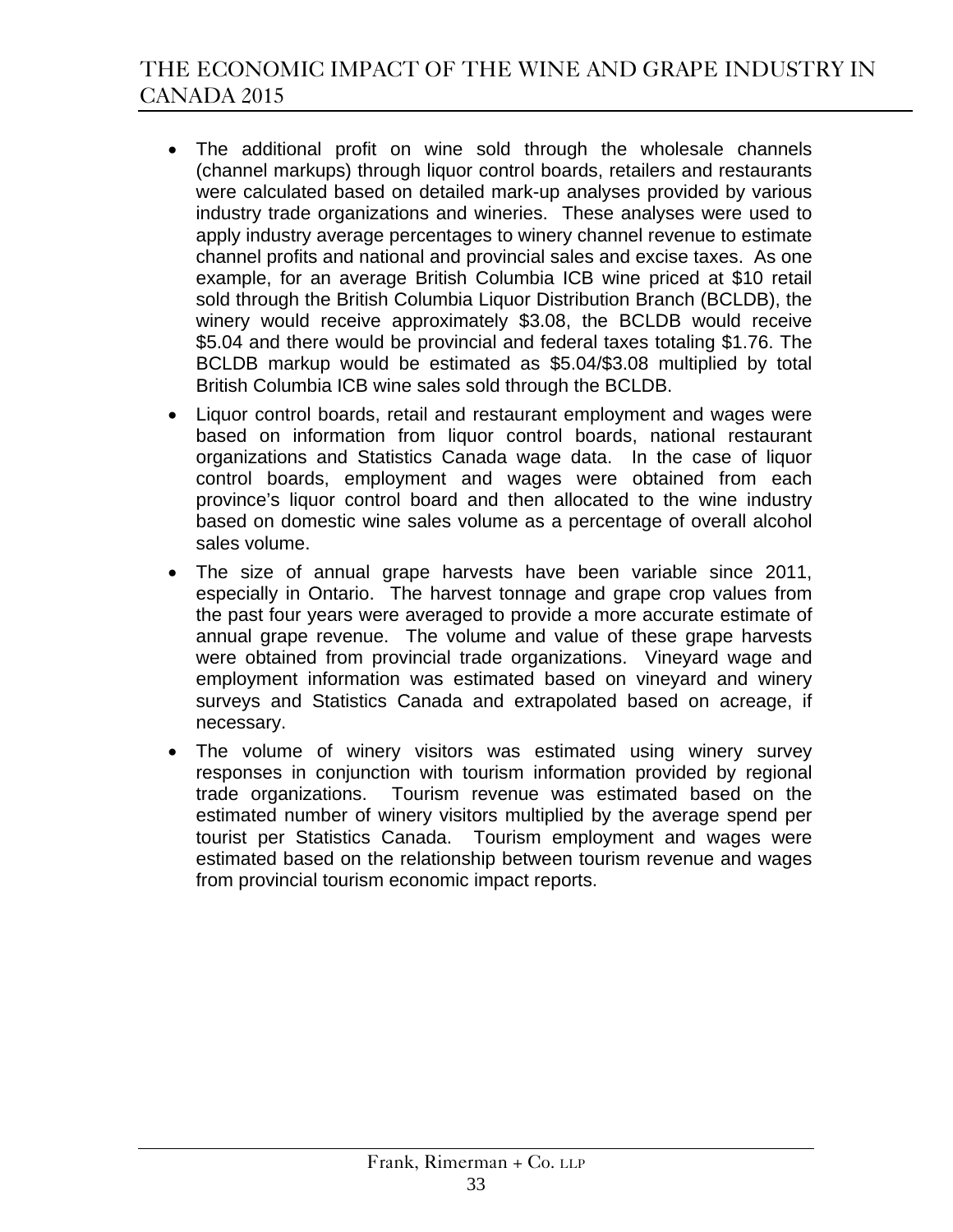- The additional profit on wine sold through the wholesale channels (channel markups) through liquor control boards, retailers and restaurants were calculated based on detailed mark-up analyses provided by various industry trade organizations and wineries. These analyses were used to apply industry average percentages to winery channel revenue to estimate channel profits and national and provincial sales and excise taxes. As one example, for an average British Columbia ICB wine priced at $10 retail sold through the British Columbia Liquor Distribution Branch (BCLDB), the winery would receive approximately $3.08, the BCLDB would receive $5.04 and there would be provincial and federal taxes totaling $1.76. The BCLDB markup would be estimated as $5.04/$3.08 multiplied by total British Columbia ICB wine sales sold through the BCLDB.
- Liquor control boards, retail and restaurant employment and wages were based on information from liquor control boards, national restaurant organizations and Statistics Canada wage data. In the case of liquor control boards, employment and wages were obtained from each province's liquor control board and then allocated to the wine industry based on domestic wine sales volume as a percentage of overall alcohol sales volume.
- The size of annual grape harvests have been variable since 2011, especially in Ontario. The harvest tonnage and grape crop values from the past four years were averaged to provide a more accurate estimate of annual grape revenue. The volume and value of these grape harvests were obtained from provincial trade organizations. Vineyard wage and employment information was estimated based on vineyard and winery surveys and Statistics Canada and extrapolated based on acreage, if necessary.
- The volume of winery visitors was estimated using winery survey responses in conjunction with tourism information provided by regional trade organizations. Tourism revenue was estimated based on the estimated number of winery visitors multiplied by the average spend per tourist per Statistics Canada. Tourism employment and wages were estimated based on the relationship between tourism revenue and wages from provincial tourism economic impact reports.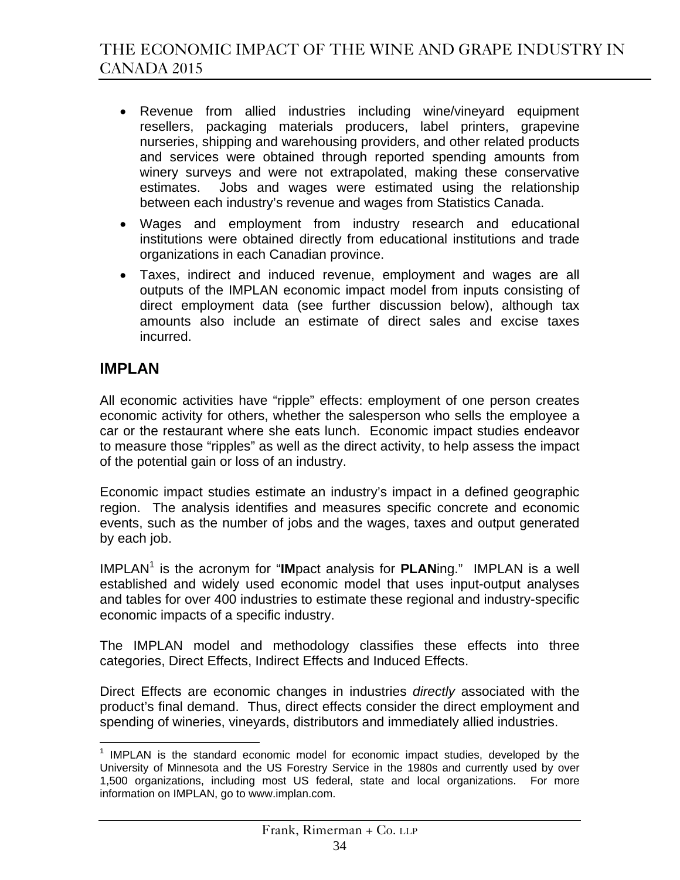- Revenue from allied industries including wine/vineyard equipment resellers, packaging materials producers, label printers, grapevine nurseries, shipping and warehousing providers, and other related products and services were obtained through reported spending amounts from winery surveys and were not extrapolated, making these conservative estimates. Jobs and wages were estimated using the relationship between each industry's revenue and wages from Statistics Canada.
- Wages and employment from industry research and educational institutions were obtained directly from educational institutions and trade organizations in each Canadian province.
- Taxes, indirect and induced revenue, employment and wages are all outputs of the IMPLAN economic impact model from inputs consisting of direct employment data (see further discussion below), although tax amounts also include an estimate of direct sales and excise taxes incurred.

## IMPLAN

All economic activities have "ripple" effects: employment of one person creates economic activity for others, whether the salesperson who sells the employee a car or the restaurant where she eats lunch. Economic impact studies endeavor to measure those "ripples" as well as the direct activity, to help assess the impact of the potential gain or loss of an industry.

Economic impact studies estimate an industry's impact in a defined geographic region. The analysis identifies and measures specific concrete and economic events, such as the number of jobs and the wages, taxes and output generated by each job.

IMPLAN[1] is the acronym for "**IM**pact analysis for **PLAN**ing." IMPLAN is a well established and widely used economic model that uses input-output analyses and tables for over 400 industries to estimate these regional and industry-specific economic impacts of a specific industry.

The IMPLAN model and methodology classifies these effects into three categories, Direct Effects, Indirect Effects and Induced Effects.

Direct Effects are economic changes in industries *directly* associated with the product's final demand. Thus, direct effects consider the direct employment and spending of wineries, vineyards, distributors and immediately allied industries.

---

[1] IMPLAN is the standard economic model for economic impact studies, developed by the University of Minnesota and the US Forestry Service in the 1980s and currently used by over 1,500 organizations, including most US federal, state and local organizations. For more information on IMPLAN, go to www.implan.com.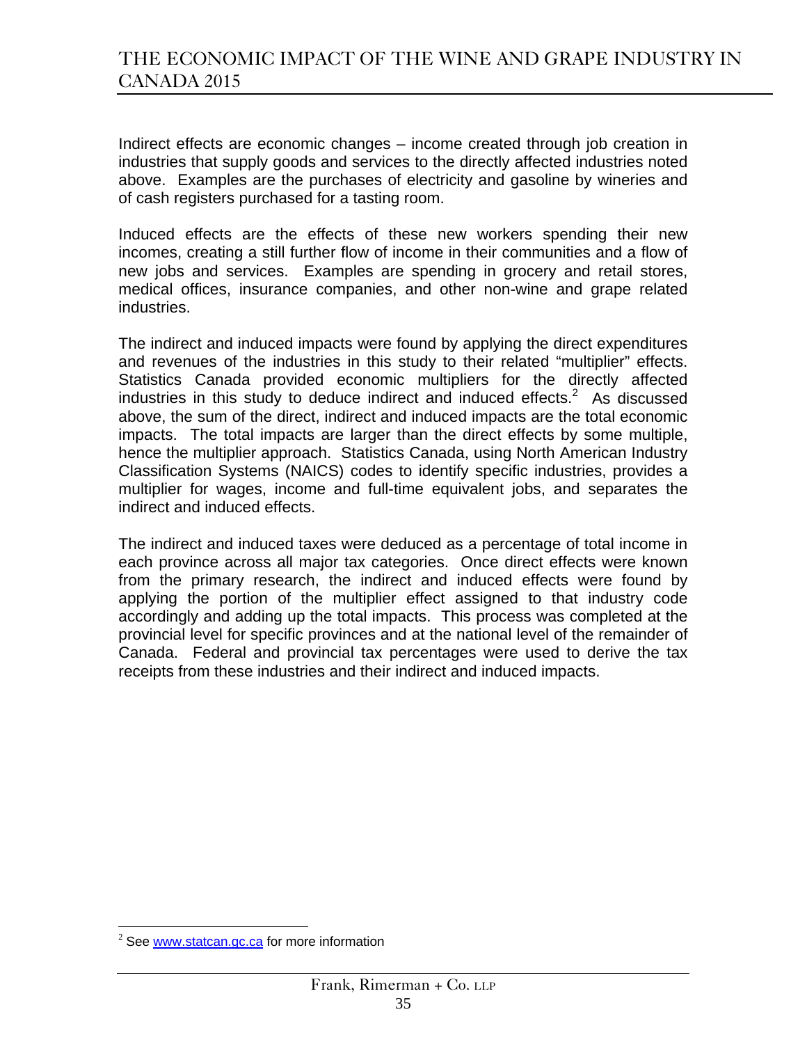Indirect effects are economic changes – income created through job creation in industries that supply goods and services to the directly affected industries noted above. Examples are the purchases of electricity and gasoline by wineries and of cash registers purchased for a tasting room.

Induced effects are the effects of these new workers spending their new incomes, creating a still further flow of income in their communities and a flow of new jobs and services. Examples are spending in grocery and retail stores, medical offices, insurance companies, and other non-wine and grape related industries.

The indirect and induced impacts were found by applying the direct expenditures and revenues of the industries in this study to their related "multiplier" effects. Statistics Canada provided economic multipliers for the directly affected industries in this study to deduce indirect and induced effects.[2] As discussed above, the sum of the direct, indirect and induced impacts are the total economic impacts. The total impacts are larger than the direct effects by some multiple, hence the multiplier approach. Statistics Canada, using North American Industry Classification Systems (NAICS) codes to identify specific industries, provides a multiplier for wages, income and full-time equivalent jobs, and separates the indirect and induced effects.

The indirect and induced taxes were deduced as a percentage of total income in each province across all major tax categories. Once direct effects were known from the primary research, the indirect and induced effects were found by applying the portion of the multiplier effect assigned to that industry code accordingly and adding up the total impacts. This process was completed at the provincial level for specific provinces and at the national level of the remainder of Canada. Federal and provincial tax percentages were used to derive the tax receipts from these industries and their indirect and induced impacts.

[2] See www.statcan.gc.ca for more information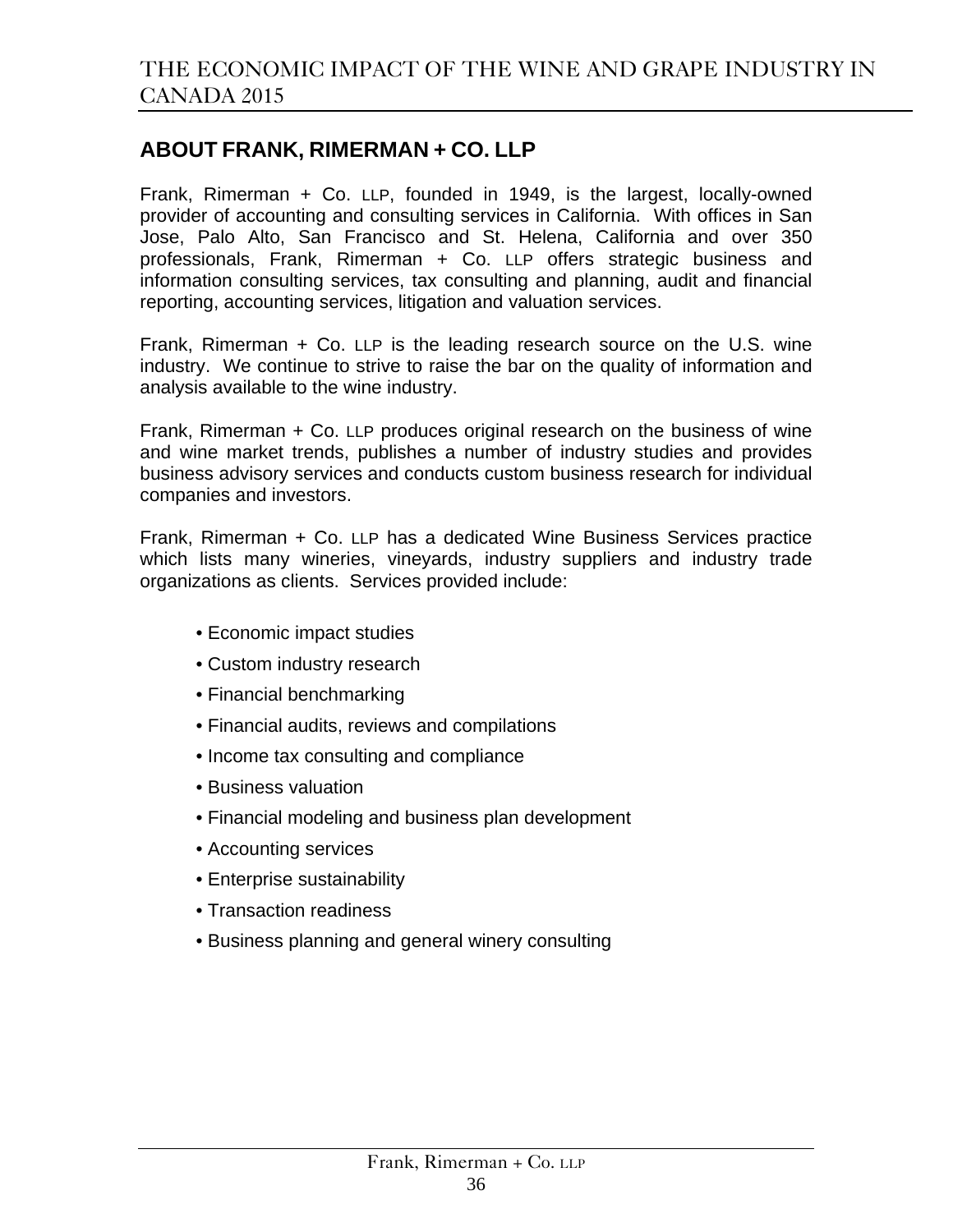## ABOUT FRANK, RIMERMAN + CO. LLP

Frank, Rimerman + Co. LLP, founded in 1949, is the largest, locally-owned provider of accounting and consulting services in California. With offices in San Jose, Palo Alto, San Francisco and St. Helena, California and over 350 professionals, Frank, Rimerman + Co. LLP offers strategic business and information consulting services, tax consulting and planning, audit and financial reporting, accounting services, litigation and valuation services.

Frank, Rimerman + Co. LLP is the leading research source on the U.S. wine industry. We continue to strive to raise the bar on the quality of information and analysis available to the wine industry.

Frank, Rimerman + Co. LLP produces original research on the business of wine and wine market trends, publishes a number of industry studies and provides business advisory services and conducts custom business research for individual companies and investors.

Frank, Rimerman + Co. LLP has a dedicated Wine Business Services practice which lists many wineries, vineyards, industry suppliers and industry trade organizations as clients. Services provided include:

- Economic impact studies
- Custom industry research
- Financial benchmarking
- Financial audits, reviews and compilations
- Income tax consulting and compliance
- Business valuation
- Financial modeling and business plan development
- Accounting services
- Enterprise sustainability
- Transaction readiness
- Business planning and general winery consulting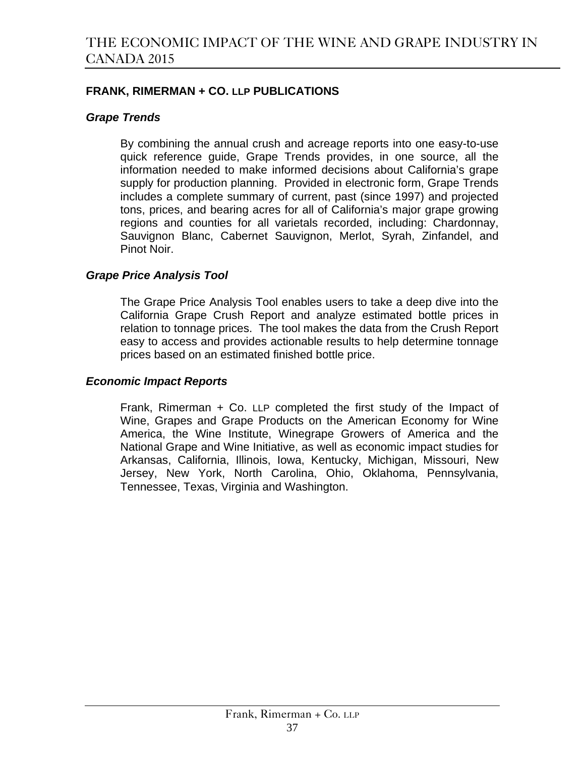## FRANK, RIMERMAN + CO. LLP PUBLICATIONS

### *Grape Trends*

By combining the annual crush and acreage reports into one easy-to-use quick reference guide, Grape Trends provides, in one source, all the information needed to make informed decisions about California's grape supply for production planning. Provided in electronic form, Grape Trends includes a complete summary of current, past (since 1997) and projected tons, prices, and bearing acres for all of California's major grape growing regions and counties for all varietals recorded, including: Chardonnay, Sauvignon Blanc, Cabernet Sauvignon, Merlot, Syrah, Zinfandel, and Pinot Noir.

### *Grape Price Analysis Tool*

The Grape Price Analysis Tool enables users to take a deep dive into the California Grape Crush Report and analyze estimated bottle prices in relation to tonnage prices. The tool makes the data from the Crush Report easy to access and provides actionable results to help determine tonnage prices based on an estimated finished bottle price.

### *Economic Impact Reports*

Frank, Rimerman + Co. LLP completed the first study of the Impact of Wine, Grapes and Grape Products on the American Economy for Wine America, the Wine Institute, Winegrape Growers of America and the National Grape and Wine Initiative, as well as economic impact studies for Arkansas, California, Illinois, Iowa, Kentucky, Michigan, Missouri, New Jersey, New York, North Carolina, Ohio, Oklahoma, Pennsylvania, Tennessee, Texas, Virginia and Washington.